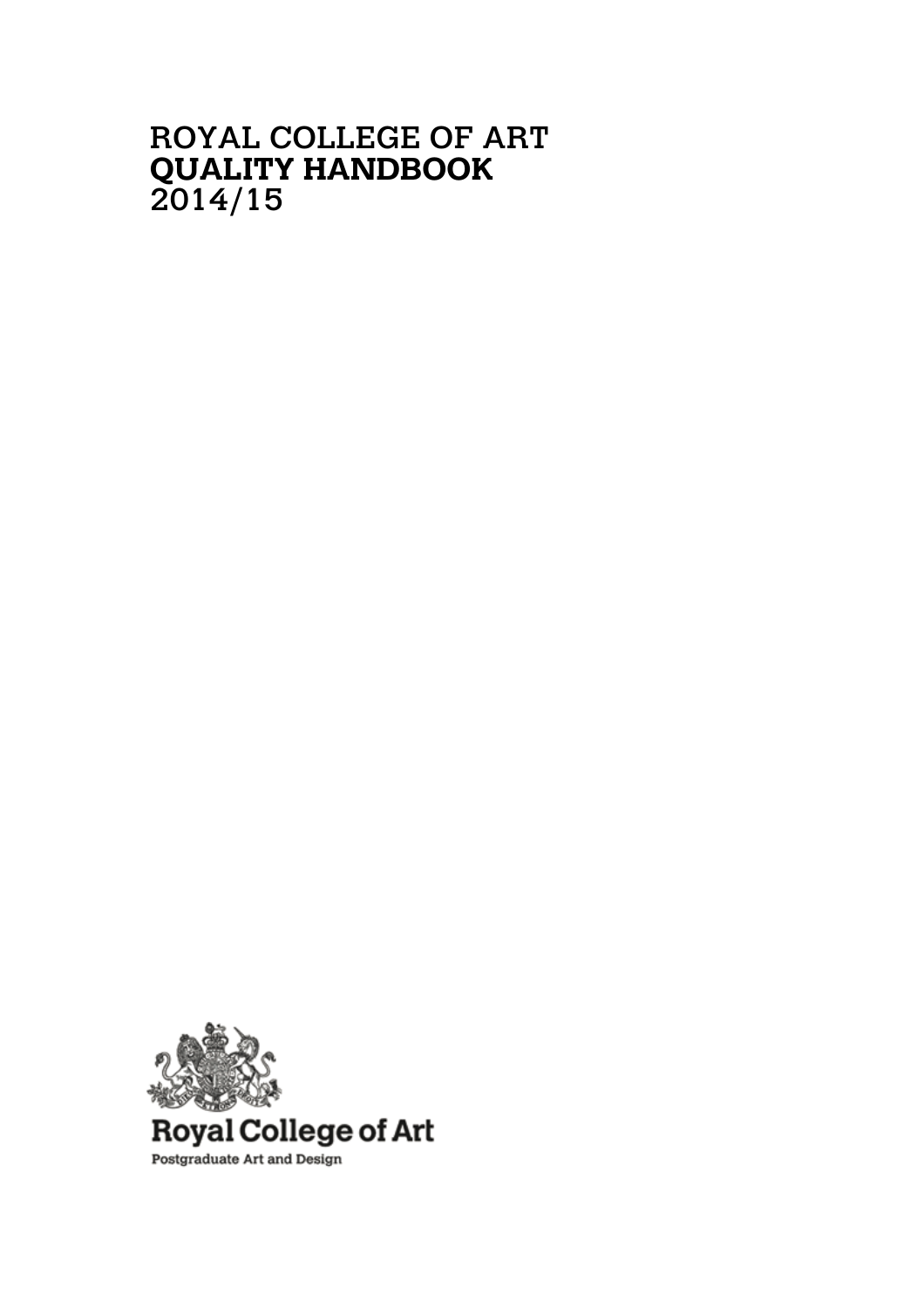# ROYAL COLLEGE OF ART
# **QUALITY HANDBOOK**
# 2014/15

Royal College of Art

Postgraduate Art and Design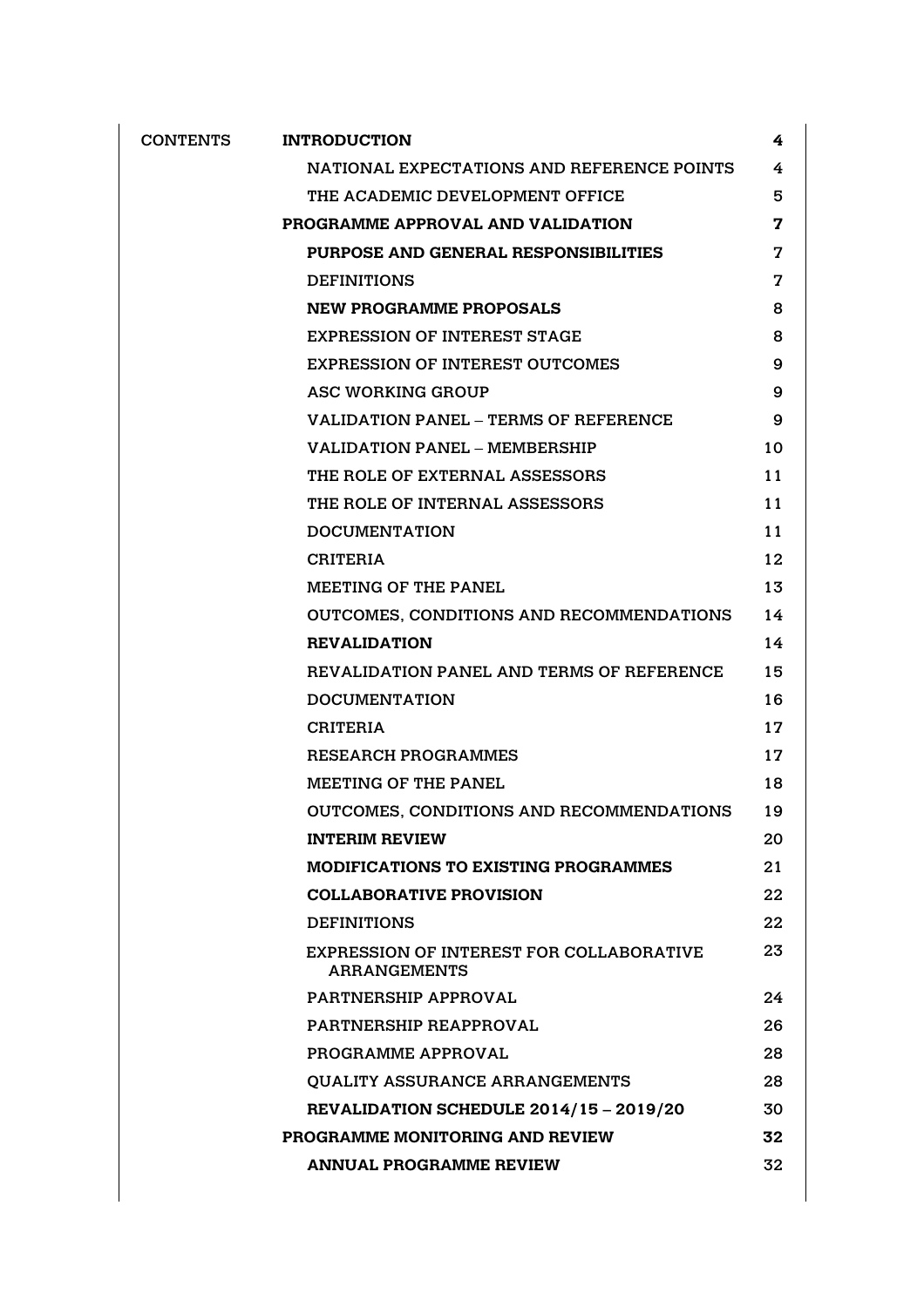CONTENTS

| Section | Page |
| --- | --- |
| **INTRODUCTION** | **4** |
| NATIONAL EXPECTATIONS AND REFERENCE POINTS | 4 |
| THE ACADEMIC DEVELOPMENT OFFICE | 5 |
| **PROGRAMME APPROVAL AND VALIDATION** | **7** |
| **PURPOSE AND GENERAL RESPONSIBILITIES** | 7 |
| DEFINITIONS | 7 |
| **NEW PROGRAMME PROPOSALS** | 8 |
| EXPRESSION OF INTEREST STAGE | 8 |
| EXPRESSION OF INTEREST OUTCOMES | 9 |
| ASC WORKING GROUP | 9 |
| VALIDATION PANEL – TERMS OF REFERENCE | 9 |
| VALIDATION PANEL – MEMBERSHIP | 10 |
| THE ROLE OF EXTERNAL ASSESSORS | 11 |
| THE ROLE OF INTERNAL ASSESSORS | 11 |
| DOCUMENTATION | 11 |
| CRITERIA | 12 |
| MEETING OF THE PANEL | 13 |
| OUTCOMES, CONDITIONS AND RECOMMENDATIONS | 14 |
| **REVALIDATION** | 14 |
| REVALIDATION PANEL AND TERMS OF REFERENCE | 15 |
| DOCUMENTATION | 16 |
| CRITERIA | 17 |
| RESEARCH PROGRAMMES | 17 |
| MEETING OF THE PANEL | 18 |
| OUTCOMES, CONDITIONS AND RECOMMENDATIONS | 19 |
| **INTERIM REVIEW** | 20 |
| **MODIFICATIONS TO EXISTING PROGRAMMES** | 21 |
| **COLLABORATIVE PROVISION** | 22 |
| DEFINITIONS | 22 |
| EXPRESSION OF INTEREST FOR COLLABORATIVE ARRANGEMENTS | 23 |
| PARTNERSHIP APPROVAL | 24 |
| PARTNERSHIP REAPPROVAL | 26 |
| PROGRAMME APPROVAL | 28 |
| QUALITY ASSURANCE ARRANGEMENTS | 28 |
| **REVALIDATION SCHEDULE 2014/15 – 2019/20** | 30 |
| **PROGRAMME MONITORING AND REVIEW** | **32** |
| **ANNUAL PROGRAMME REVIEW** | 32 |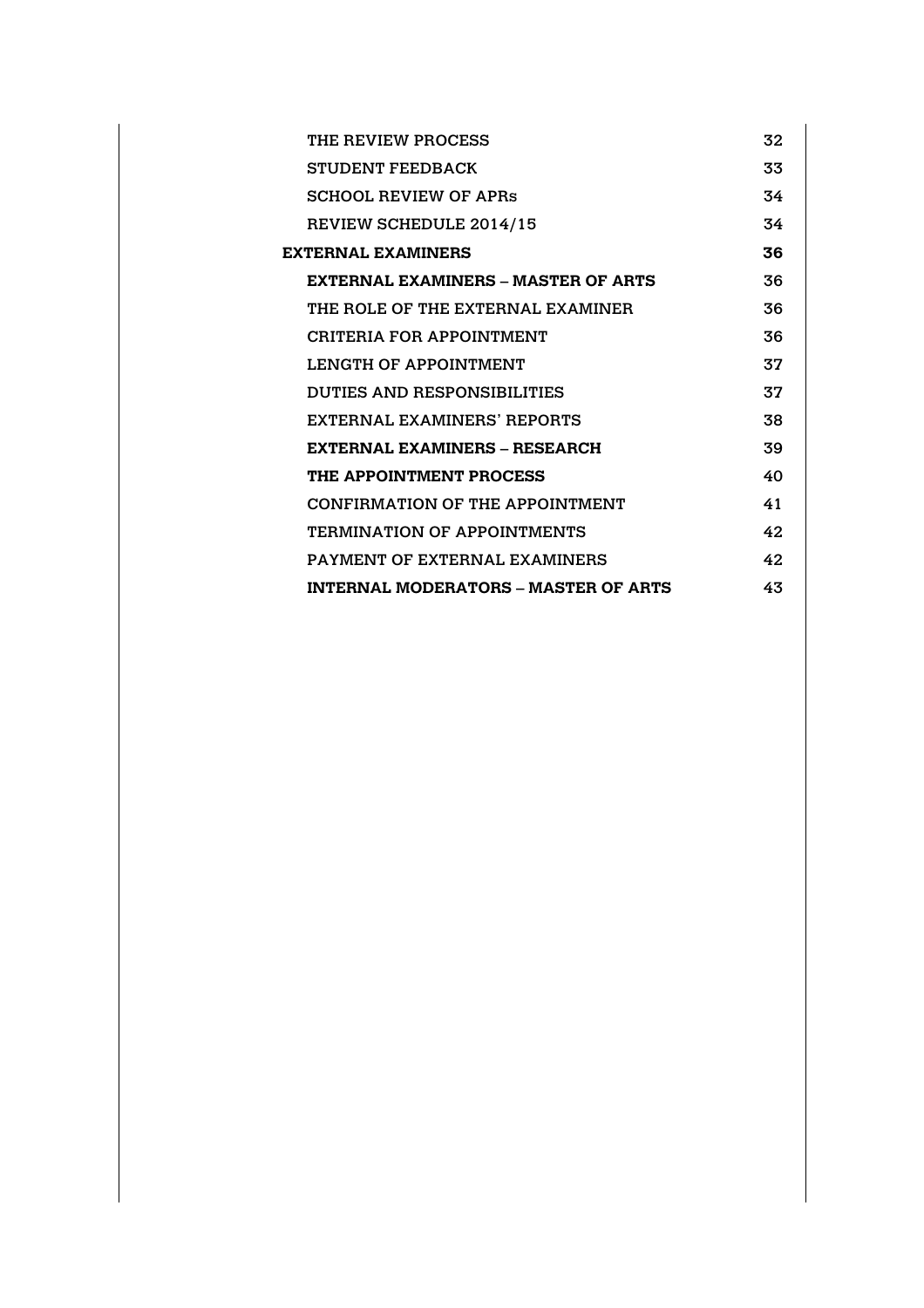| | |
|---|---|
| THE REVIEW PROCESS | 32 |
| STUDENT FEEDBACK | 33 |
| SCHOOL REVIEW OF APRs | 34 |
| REVIEW SCHEDULE 2014/15 | 34 |
| **EXTERNAL EXAMINERS** | **36** |
| **EXTERNAL EXAMINERS – MASTER OF ARTS** | **36** |
| THE ROLE OF THE EXTERNAL EXAMINER | 36 |
| CRITERIA FOR APPOINTMENT | 36 |
| LENGTH OF APPOINTMENT | 37 |
| DUTIES AND RESPONSIBILITIES | 37 |
| EXTERNAL EXAMINERS' REPORTS | 38 |
| **EXTERNAL EXAMINERS – RESEARCH** | **39** |
| **THE APPOINTMENT PROCESS** | **40** |
| CONFIRMATION OF THE APPOINTMENT | 41 |
| TERMINATION OF APPOINTMENTS | 42 |
| PAYMENT OF EXTERNAL EXAMINERS | 42 |
| **INTERNAL MODERATORS – MASTER OF ARTS** | **43** |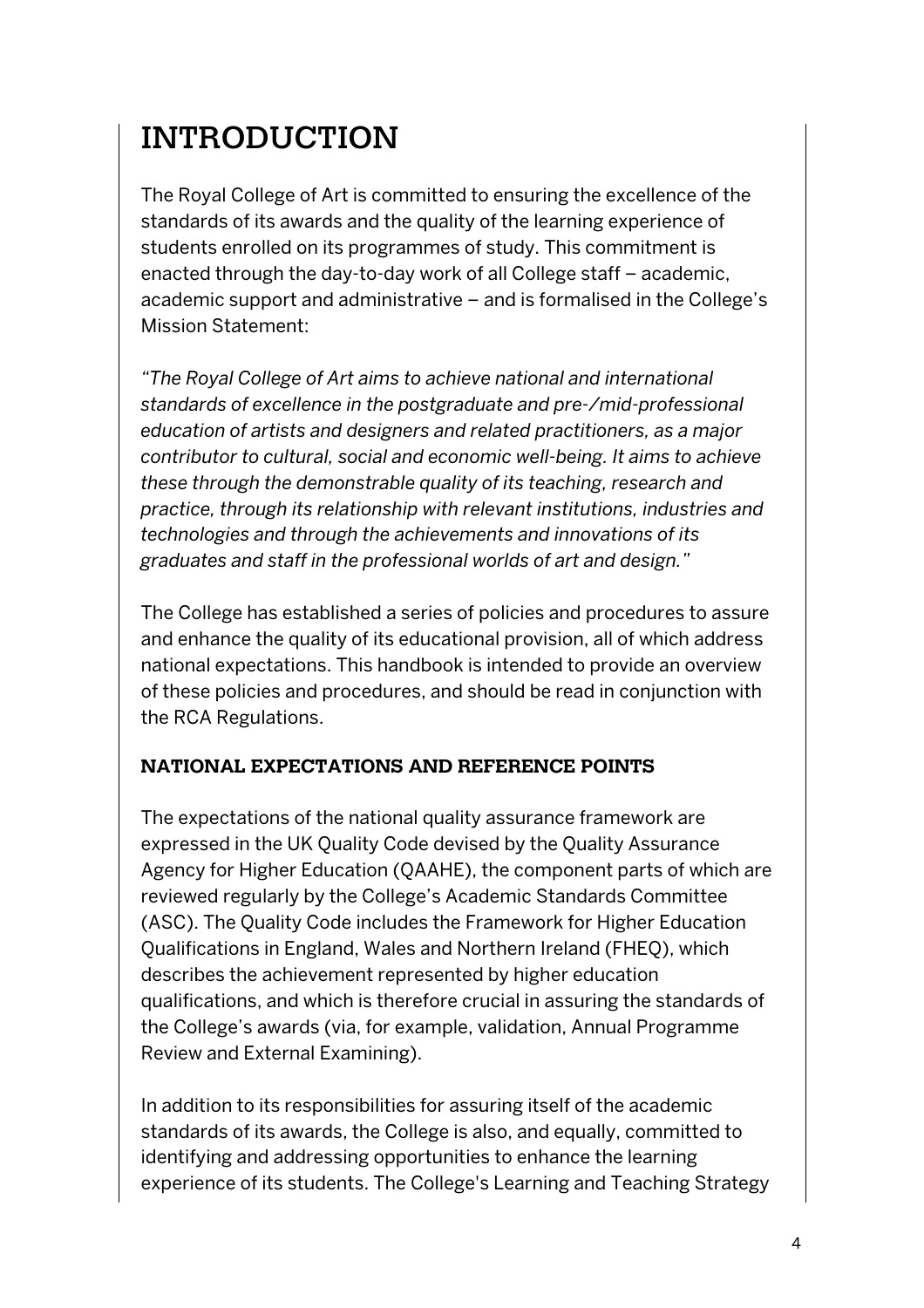# INTRODUCTION

The Royal College of Art is committed to ensuring the excellence of the standards of its awards and the quality of the learning experience of students enrolled on its programmes of study. This commitment is enacted through the day-to-day work of all College staff – academic, academic support and administrative – and is formalised in the College's Mission Statement:

*"The Royal College of Art aims to achieve national and international standards of excellence in the postgraduate and pre-/mid-professional education of artists and designers and related practitioners, as a major contributor to cultural, social and economic well-being. It aims to achieve these through the demonstrable quality of its teaching, research and practice, through its relationship with relevant institutions, industries and technologies and through the achievements and innovations of its graduates and staff in the professional worlds of art and design."*

The College has established a series of policies and procedures to assure and enhance the quality of its educational provision, all of which address national expectations. This handbook is intended to provide an overview of these policies and procedures, and should be read in conjunction with the RCA Regulations.

## NATIONAL EXPECTATIONS AND REFERENCE POINTS

The expectations of the national quality assurance framework are expressed in the UK Quality Code devised by the Quality Assurance Agency for Higher Education (QAAHE), the component parts of which are reviewed regularly by the College's Academic Standards Committee (ASC). The Quality Code includes the Framework for Higher Education Qualifications in England, Wales and Northern Ireland (FHEQ), which describes the achievement represented by higher education qualifications, and which is therefore crucial in assuring the standards of the College's awards (via, for example, validation, Annual Programme Review and External Examining).

In addition to its responsibilities for assuring itself of the academic standards of its awards, the College is also, and equally, committed to identifying and addressing opportunities to enhance the learning experience of its students. The College's Learning and Teaching Strategy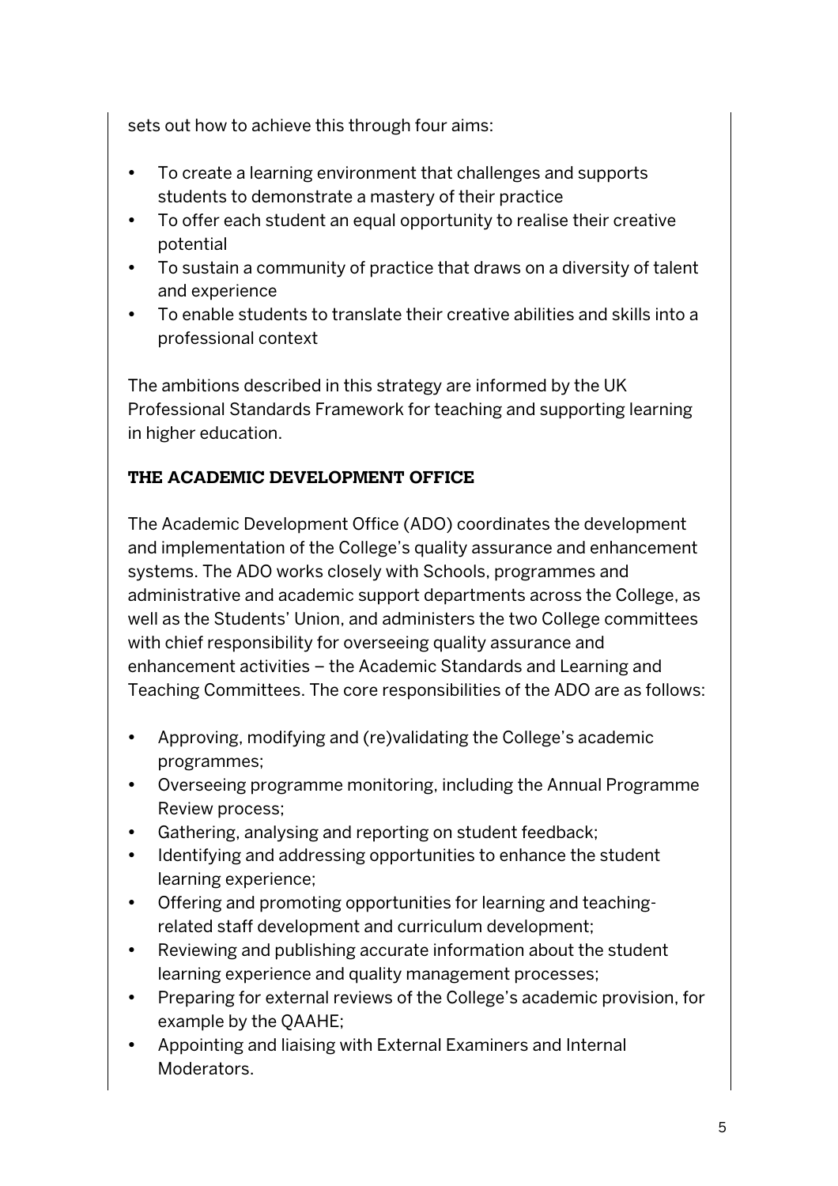sets out how to achieve this through four aims:

- To create a learning environment that challenges and supports students to demonstrate a mastery of their practice
- To offer each student an equal opportunity to realise their creative potential
- To sustain a community of practice that draws on a diversity of talent and experience
- To enable students to translate their creative abilities and skills into a professional context

The ambitions described in this strategy are informed by the UK Professional Standards Framework for teaching and supporting learning in higher education.

## THE ACADEMIC DEVELOPMENT OFFICE

The Academic Development Office (ADO) coordinates the development and implementation of the College's quality assurance and enhancement systems. The ADO works closely with Schools, programmes and administrative and academic support departments across the College, as well as the Students' Union, and administers the two College committees with chief responsibility for overseeing quality assurance and enhancement activities – the Academic Standards and Learning and Teaching Committees. The core responsibilities of the ADO are as follows:

- Approving, modifying and (re)validating the College's academic programmes;
- Overseeing programme monitoring, including the Annual Programme Review process;
- Gathering, analysing and reporting on student feedback;
- Identifying and addressing opportunities to enhance the student learning experience;
- Offering and promoting opportunities for learning and teaching-related staff development and curriculum development;
- Reviewing and publishing accurate information about the student learning experience and quality management processes;
- Preparing for external reviews of the College's academic provision, for example by the QAAHE;
- Appointing and liaising with External Examiners and Internal Moderators.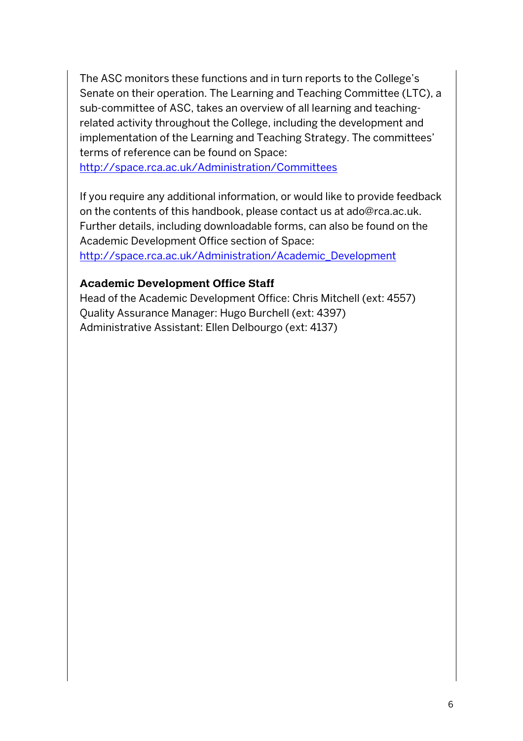The ASC monitors these functions and in turn reports to the College's Senate on their operation. The Learning and Teaching Committee (LTC), a sub-committee of ASC, takes an overview of all learning and teaching-related activity throughout the College, including the development and implementation of the Learning and Teaching Strategy. The committees' terms of reference can be found on Space:
http://space.rca.ac.uk/Administration/Committees

If you require any additional information, or would like to provide feedback on the contents of this handbook, please contact us at ado@rca.ac.uk. Further details, including downloadable forms, can also be found on the Academic Development Office section of Space:
http://space.rca.ac.uk/Administration/Academic_Development

**Academic Development Office Staff**

Head of the Academic Development Office: Chris Mitchell (ext: 4557)
Quality Assurance Manager: Hugo Burchell (ext: 4397)
Administrative Assistant: Ellen Delbourgo (ext: 4137)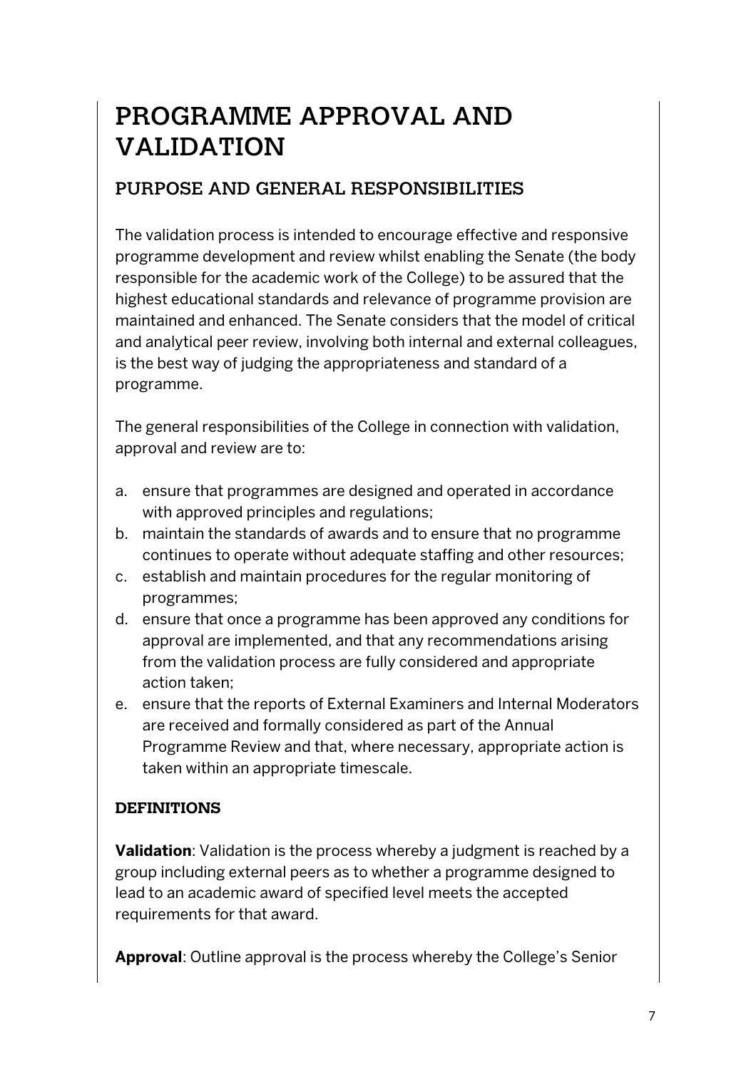# PROGRAMME APPROVAL AND VALIDATION

## PURPOSE AND GENERAL RESPONSIBILITIES

The validation process is intended to encourage effective and responsive programme development and review whilst enabling the Senate (the body responsible for the academic work of the College) to be assured that the highest educational standards and relevance of programme provision are maintained and enhanced. The Senate considers that the model of critical and analytical peer review, involving both internal and external colleagues, is the best way of judging the appropriateness and standard of a programme.

The general responsibilities of the College in connection with validation, approval and review are to:

a. ensure that programmes are designed and operated in accordance with approved principles and regulations;
b. maintain the standards of awards and to ensure that no programme continues to operate without adequate staffing and other resources;
c. establish and maintain procedures for the regular monitoring of programmes;
d. ensure that once a programme has been approved any conditions for approval are implemented, and that any recommendations arising from the validation process are fully considered and appropriate action taken;
e. ensure that the reports of External Examiners and Internal Moderators are received and formally considered as part of the Annual Programme Review and that, where necessary, appropriate action is taken within an appropriate timescale.

### DEFINITIONS

**Validation**: Validation is the process whereby a judgment is reached by a group including external peers as to whether a programme designed to lead to an academic award of specified level meets the accepted requirements for that award.

**Approval**: Outline approval is the process whereby the College's Senior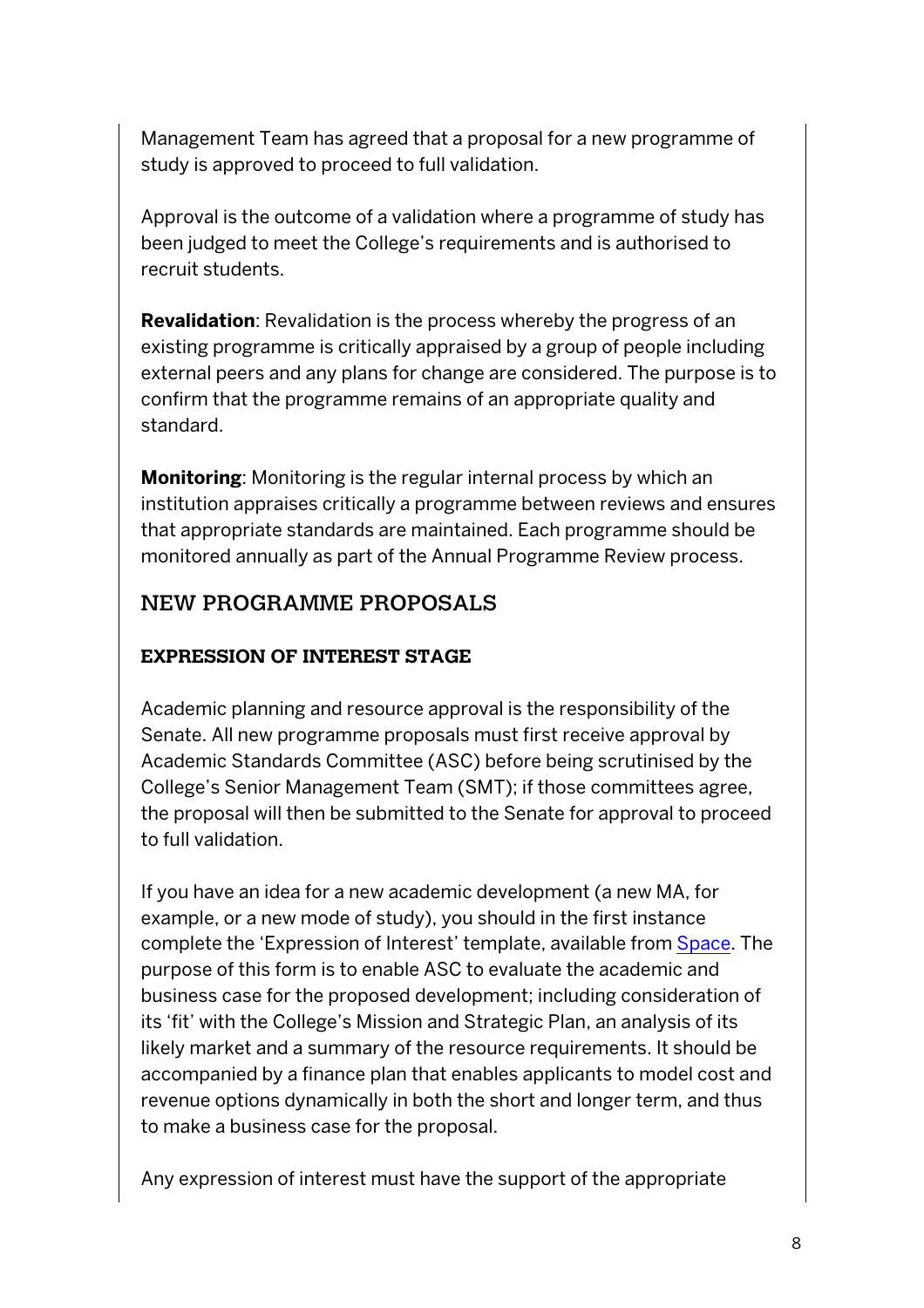Management Team has agreed that a proposal for a new programme of study is approved to proceed to full validation.

Approval is the outcome of a validation where a programme of study has been judged to meet the College's requirements and is authorised to recruit students.

**Revalidation**: Revalidation is the process whereby the progress of an existing programme is critically appraised by a group of people including external peers and any plans for change are considered. The purpose is to confirm that the programme remains of an appropriate quality and standard.

**Monitoring**: Monitoring is the regular internal process by which an institution appraises critically a programme between reviews and ensures that appropriate standards are maintained. Each programme should be monitored annually as part of the Annual Programme Review process.

## NEW PROGRAMME PROPOSALS

### EXPRESSION OF INTEREST STAGE

Academic planning and resource approval is the responsibility of the Senate. All new programme proposals must first receive approval by Academic Standards Committee (ASC) before being scrutinised by the College's Senior Management Team (SMT); if those committees agree, the proposal will then be submitted to the Senate for approval to proceed to full validation.

If you have an idea for a new academic development (a new MA, for example, or a new mode of study), you should in the first instance complete the 'Expression of Interest' template, available from Space. The purpose of this form is to enable ASC to evaluate the academic and business case for the proposed development; including consideration of its 'fit' with the College's Mission and Strategic Plan, an analysis of its likely market and a summary of the resource requirements. It should be accompanied by a finance plan that enables applicants to model cost and revenue options dynamically in both the short and longer term, and thus to make a business case for the proposal.

Any expression of interest must have the support of the appropriate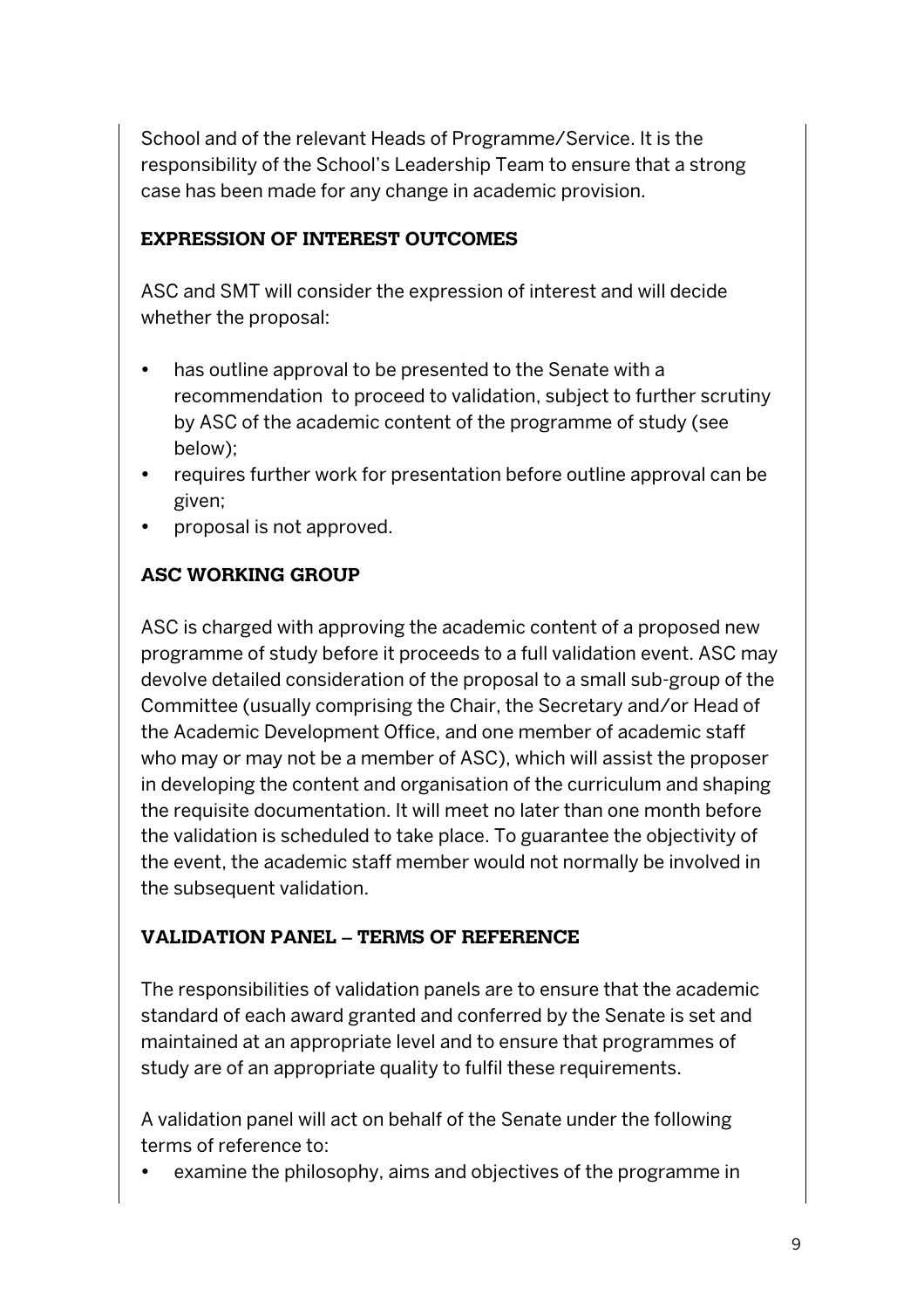School and of the relevant Heads of Programme/Service. It is the responsibility of the School's Leadership Team to ensure that a strong case has been made for any change in academic provision.

### EXPRESSION OF INTEREST OUTCOMES

ASC and SMT will consider the expression of interest and will decide whether the proposal:

- has outline approval to be presented to the Senate with a recommendation to proceed to validation, subject to further scrutiny by ASC of the academic content of the programme of study (see below);
- requires further work for presentation before outline approval can be given;
- proposal is not approved.

### ASC WORKING GROUP

ASC is charged with approving the academic content of a proposed new programme of study before it proceeds to a full validation event. ASC may devolve detailed consideration of the proposal to a small sub-group of the Committee (usually comprising the Chair, the Secretary and/or Head of the Academic Development Office, and one member of academic staff who may or may not be a member of ASC), which will assist the proposer in developing the content and organisation of the curriculum and shaping the requisite documentation. It will meet no later than one month before the validation is scheduled to take place. To guarantee the objectivity of the event, the academic staff member would not normally be involved in the subsequent validation.

### VALIDATION PANEL – TERMS OF REFERENCE

The responsibilities of validation panels are to ensure that the academic standard of each award granted and conferred by the Senate is set and maintained at an appropriate level and to ensure that programmes of study are of an appropriate quality to fulfil these requirements.

A validation panel will act on behalf of the Senate under the following terms of reference to:

- examine the philosophy, aims and objectives of the programme in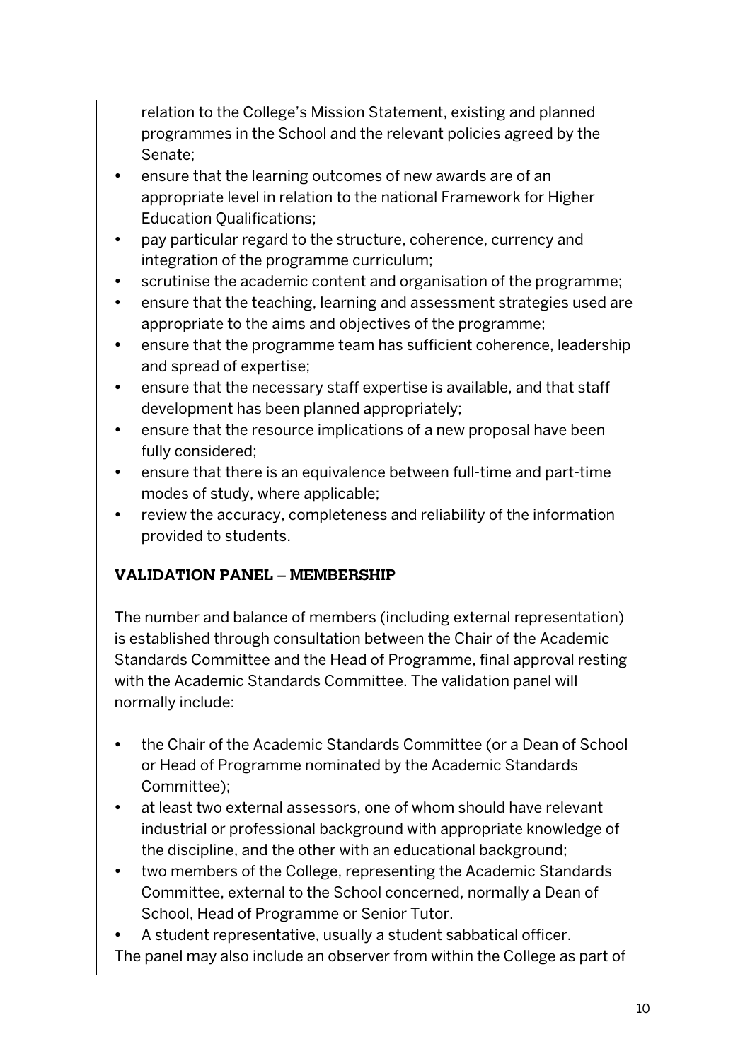relation to the College's Mission Statement, existing and planned programmes in the School and the relevant policies agreed by the Senate;

- ensure that the learning outcomes of new awards are of an appropriate level in relation to the national Framework for Higher Education Qualifications;
- pay particular regard to the structure, coherence, currency and integration of the programme curriculum;
- scrutinise the academic content and organisation of the programme;
- ensure that the teaching, learning and assessment strategies used are appropriate to the aims and objectives of the programme;
- ensure that the programme team has sufficient coherence, leadership and spread of expertise;
- ensure that the necessary staff expertise is available, and that staff development has been planned appropriately;
- ensure that the resource implications of a new proposal have been fully considered;
- ensure that there is an equivalence between full-time and part-time modes of study, where applicable;
- review the accuracy, completeness and reliability of the information provided to students.

## VALIDATION PANEL – MEMBERSHIP

The number and balance of members (including external representation) is established through consultation between the Chair of the Academic Standards Committee and the Head of Programme, final approval resting with the Academic Standards Committee. The validation panel will normally include:

- the Chair of the Academic Standards Committee (or a Dean of School or Head of Programme nominated by the Academic Standards Committee);
- at least two external assessors, one of whom should have relevant industrial or professional background with appropriate knowledge of the discipline, and the other with an educational background;
- two members of the College, representing the Academic Standards Committee, external to the School concerned, normally a Dean of School, Head of Programme or Senior Tutor.
- A student representative, usually a student sabbatical officer.

The panel may also include an observer from within the College as part of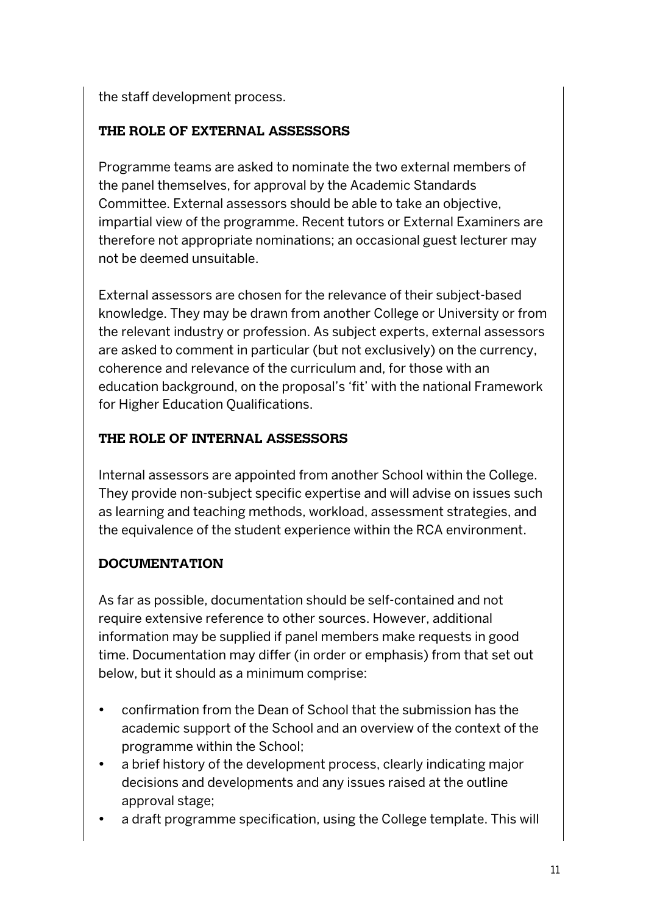the staff development process.

## THE ROLE OF EXTERNAL ASSESSORS

Programme teams are asked to nominate the two external members of the panel themselves, for approval by the Academic Standards Committee. External assessors should be able to take an objective, impartial view of the programme. Recent tutors or External Examiners are therefore not appropriate nominations; an occasional guest lecturer may not be deemed unsuitable.

External assessors are chosen for the relevance of their subject-based knowledge. They may be drawn from another College or University or from the relevant industry or profession. As subject experts, external assessors are asked to comment in particular (but not exclusively) on the currency, coherence and relevance of the curriculum and, for those with an education background, on the proposal's 'fit' with the national Framework for Higher Education Qualifications.

## THE ROLE OF INTERNAL ASSESSORS

Internal assessors are appointed from another School within the College. They provide non-subject specific expertise and will advise on issues such as learning and teaching methods, workload, assessment strategies, and the equivalence of the student experience within the RCA environment.

## DOCUMENTATION

As far as possible, documentation should be self-contained and not require extensive reference to other sources. However, additional information may be supplied if panel members make requests in good time. Documentation may differ (in order or emphasis) from that set out below, but it should as a minimum comprise:

- confirmation from the Dean of School that the submission has the academic support of the School and an overview of the context of the programme within the School;
- a brief history of the development process, clearly indicating major decisions and developments and any issues raised at the outline approval stage;
- a draft programme specification, using the College template. This will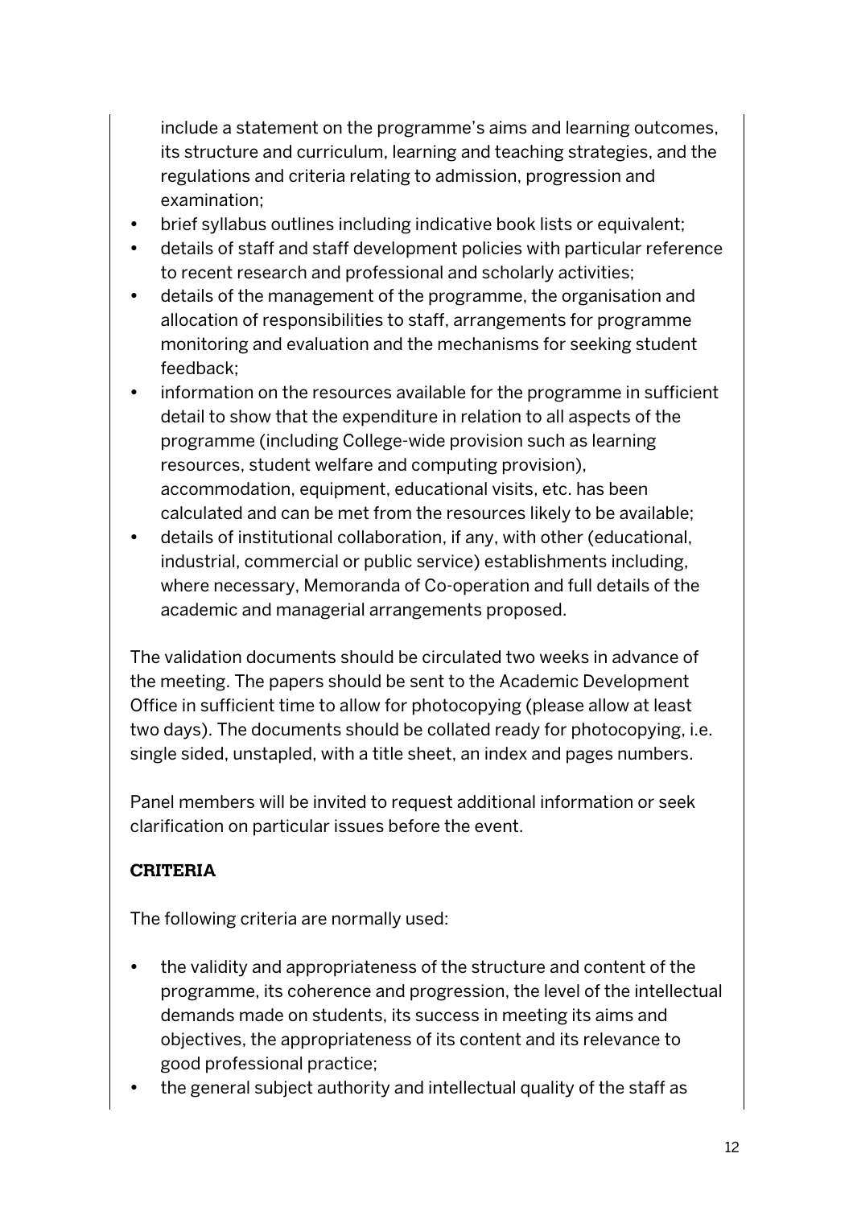include a statement on the programme's aims and learning outcomes, its structure and curriculum, learning and teaching strategies, and the regulations and criteria relating to admission, progression and examination;

- brief syllabus outlines including indicative book lists or equivalent;
- details of staff and staff development policies with particular reference to recent research and professional and scholarly activities;
- details of the management of the programme, the organisation and allocation of responsibilities to staff, arrangements for programme monitoring and evaluation and the mechanisms for seeking student feedback;
- information on the resources available for the programme in sufficient detail to show that the expenditure in relation to all aspects of the programme (including College-wide provision such as learning resources, student welfare and computing provision), accommodation, equipment, educational visits, etc. has been calculated and can be met from the resources likely to be available;
- details of institutional collaboration, if any, with other (educational, industrial, commercial or public service) establishments including, where necessary, Memoranda of Co-operation and full details of the academic and managerial arrangements proposed.

The validation documents should be circulated two weeks in advance of the meeting. The papers should be sent to the Academic Development Office in sufficient time to allow for photocopying (please allow at least two days). The documents should be collated ready for photocopying, i.e. single sided, unstapled, with a title sheet, an index and pages numbers.

Panel members will be invited to request additional information or seek clarification on particular issues before the event.

## CRITERIA

The following criteria are normally used:

- the validity and appropriateness of the structure and content of the programme, its coherence and progression, the level of the intellectual demands made on students, its success in meeting its aims and objectives, the appropriateness of its content and its relevance to good professional practice;
- the general subject authority and intellectual quality of the staff as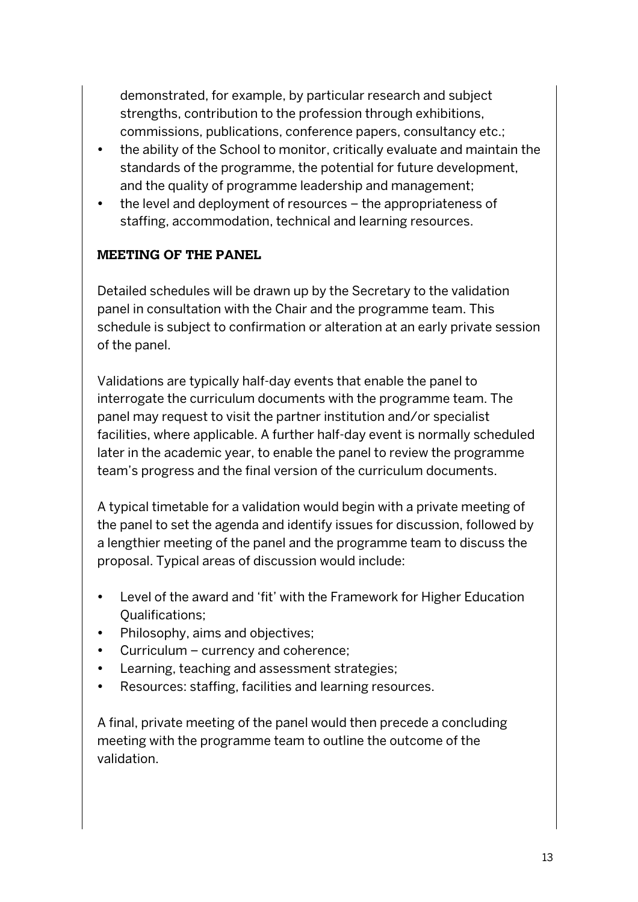demonstrated, for example, by particular research and subject strengths, contribution to the profession through exhibitions, commissions, publications, conference papers, consultancy etc.;

- the ability of the School to monitor, critically evaluate and maintain the standards of the programme, the potential for future development, and the quality of programme leadership and management;
- the level and deployment of resources – the appropriateness of staffing, accommodation, technical and learning resources.

## MEETING OF THE PANEL

Detailed schedules will be drawn up by the Secretary to the validation panel in consultation with the Chair and the programme team. This schedule is subject to confirmation or alteration at an early private session of the panel.

Validations are typically half-day events that enable the panel to interrogate the curriculum documents with the programme team. The panel may request to visit the partner institution and/or specialist facilities, where applicable. A further half-day event is normally scheduled later in the academic year, to enable the panel to review the programme team's progress and the final version of the curriculum documents.

A typical timetable for a validation would begin with a private meeting of the panel to set the agenda and identify issues for discussion, followed by a lengthier meeting of the panel and the programme team to discuss the proposal. Typical areas of discussion would include:

- Level of the award and 'fit' with the Framework for Higher Education Qualifications;
- Philosophy, aims and objectives;
- Curriculum – currency and coherence;
- Learning, teaching and assessment strategies;
- Resources: staffing, facilities and learning resources.

A final, private meeting of the panel would then precede a concluding meeting with the programme team to outline the outcome of the validation.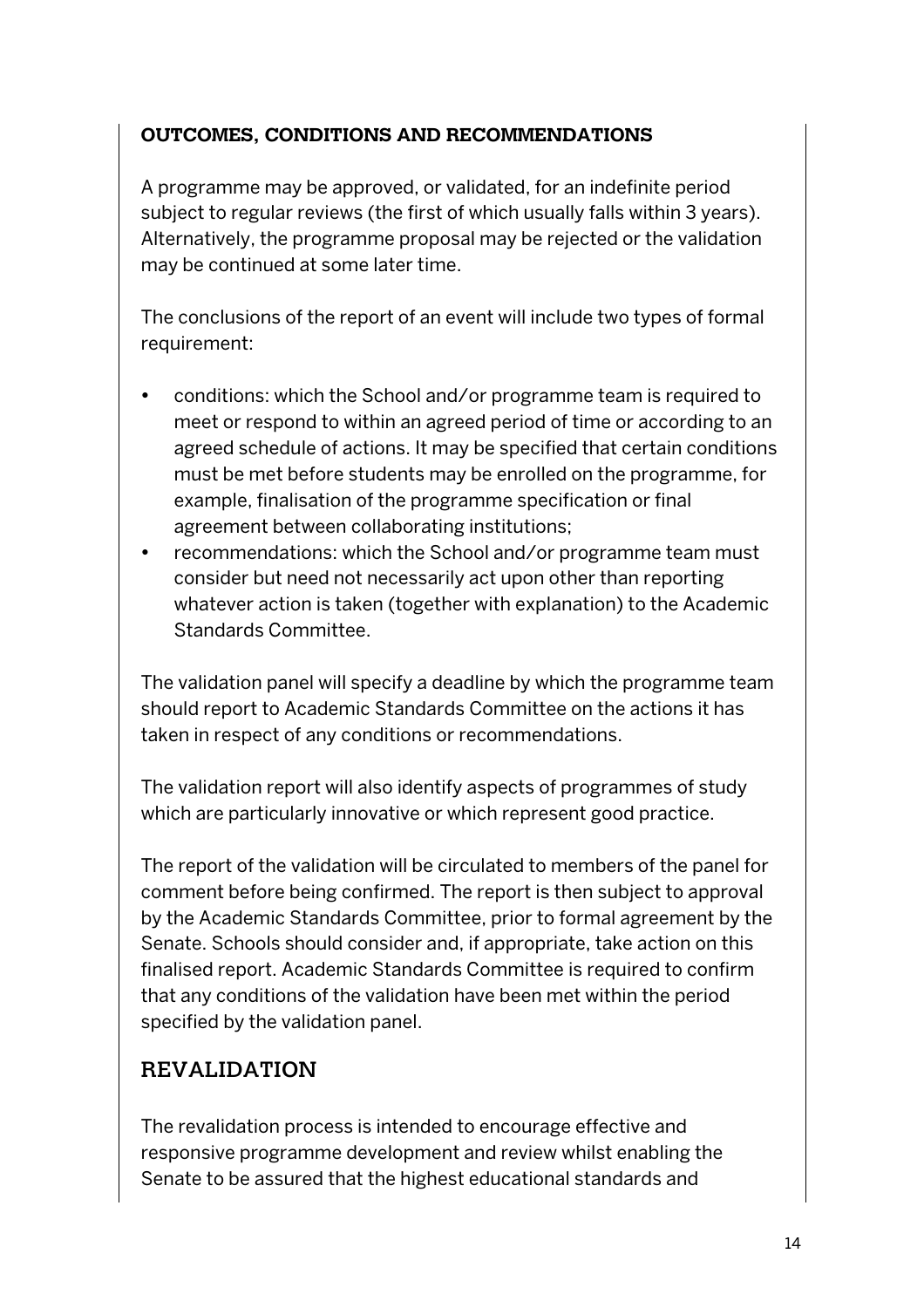### OUTCOMES, CONDITIONS AND RECOMMENDATIONS

A programme may be approved, or validated, for an indefinite period subject to regular reviews (the first of which usually falls within 3 years). Alternatively, the programme proposal may be rejected or the validation may be continued at some later time.

The conclusions of the report of an event will include two types of formal requirement:

- conditions: which the School and/or programme team is required to meet or respond to within an agreed period of time or according to an agreed schedule of actions. It may be specified that certain conditions must be met before students may be enrolled on the programme, for example, finalisation of the programme specification or final agreement between collaborating institutions;
- recommendations: which the School and/or programme team must consider but need not necessarily act upon other than reporting whatever action is taken (together with explanation) to the Academic Standards Committee.

The validation panel will specify a deadline by which the programme team should report to Academic Standards Committee on the actions it has taken in respect of any conditions or recommendations.

The validation report will also identify aspects of programmes of study which are particularly innovative or which represent good practice.

The report of the validation will be circulated to members of the panel for comment before being confirmed. The report is then subject to approval by the Academic Standards Committee, prior to formal agreement by the Senate. Schools should consider and, if appropriate, take action on this finalised report. Academic Standards Committee is required to confirm that any conditions of the validation have been met within the period specified by the validation panel.

## REVALIDATION

The revalidation process is intended to encourage effective and responsive programme development and review whilst enabling the Senate to be assured that the highest educational standards and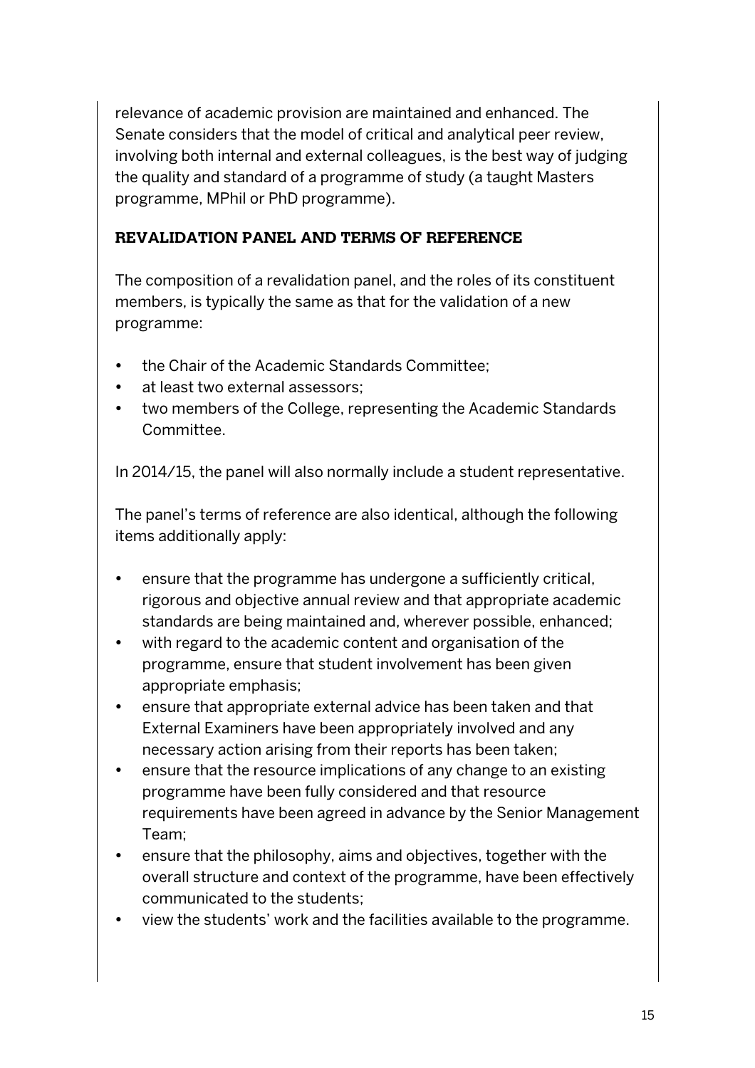relevance of academic provision are maintained and enhanced. The Senate considers that the model of critical and analytical peer review, involving both internal and external colleagues, is the best way of judging the quality and standard of a programme of study (a taught Masters programme, MPhil or PhD programme).

## REVALIDATION PANEL AND TERMS OF REFERENCE

The composition of a revalidation panel, and the roles of its constituent members, is typically the same as that for the validation of a new programme:

- the Chair of the Academic Standards Committee;
- at least two external assessors;
- two members of the College, representing the Academic Standards Committee.

In 2014/15, the panel will also normally include a student representative.

The panel's terms of reference are also identical, although the following items additionally apply:

- ensure that the programme has undergone a sufficiently critical, rigorous and objective annual review and that appropriate academic standards are being maintained and, wherever possible, enhanced;
- with regard to the academic content and organisation of the programme, ensure that student involvement has been given appropriate emphasis;
- ensure that appropriate external advice has been taken and that External Examiners have been appropriately involved and any necessary action arising from their reports has been taken;
- ensure that the resource implications of any change to an existing programme have been fully considered and that resource requirements have been agreed in advance by the Senior Management Team;
- ensure that the philosophy, aims and objectives, together with the overall structure and context of the programme, have been effectively communicated to the students;
- view the students' work and the facilities available to the programme.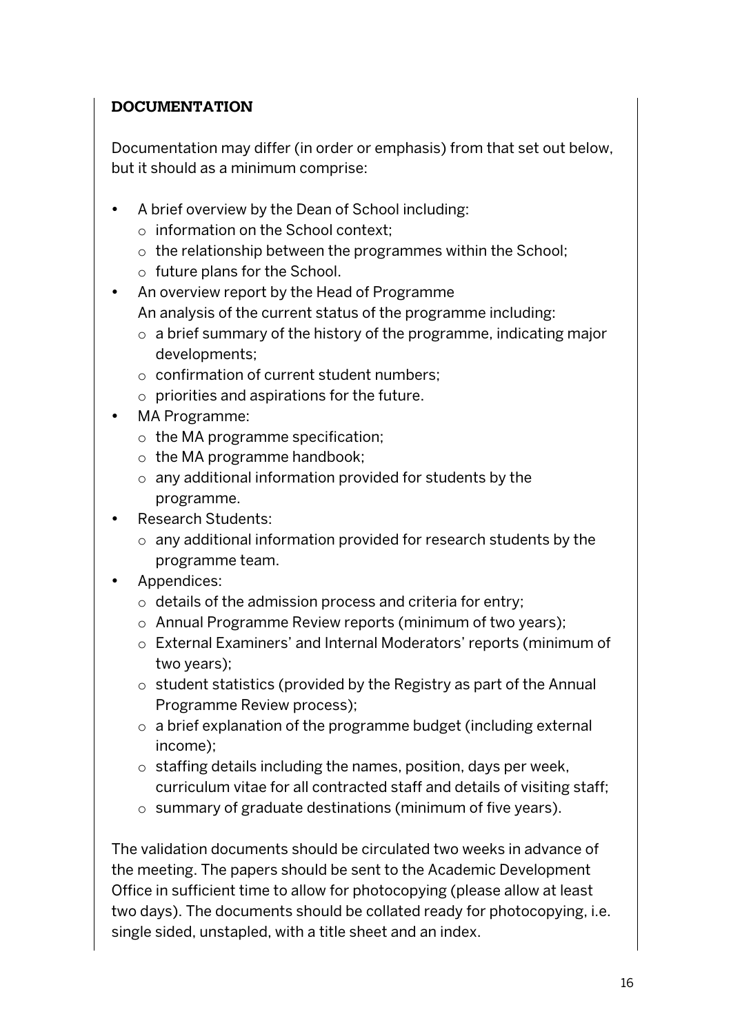## DOCUMENTATION

Documentation may differ (in order or emphasis) from that set out below, but it should as a minimum comprise:

- A brief overview by the Dean of School including:
  - information on the School context;
  - the relationship between the programmes within the School;
  - future plans for the School.
- An overview report by the Head of Programme
  An analysis of the current status of the programme including:
  - a brief summary of the history of the programme, indicating major developments;
  - confirmation of current student numbers;
  - priorities and aspirations for the future.
- MA Programme:
  - the MA programme specification;
  - the MA programme handbook;
  - any additional information provided for students by the programme.
- Research Students:
  - any additional information provided for research students by the programme team.
- Appendices:
  - details of the admission process and criteria for entry;
  - Annual Programme Review reports (minimum of two years);
  - External Examiners' and Internal Moderators' reports (minimum of two years);
  - student statistics (provided by the Registry as part of the Annual Programme Review process);
  - a brief explanation of the programme budget (including external income);
  - staffing details including the names, position, days per week, curriculum vitae for all contracted staff and details of visiting staff;
  - summary of graduate destinations (minimum of five years).

The validation documents should be circulated two weeks in advance of the meeting. The papers should be sent to the Academic Development Office in sufficient time to allow for photocopying (please allow at least two days). The documents should be collated ready for photocopying, i.e. single sided, unstapled, with a title sheet and an index.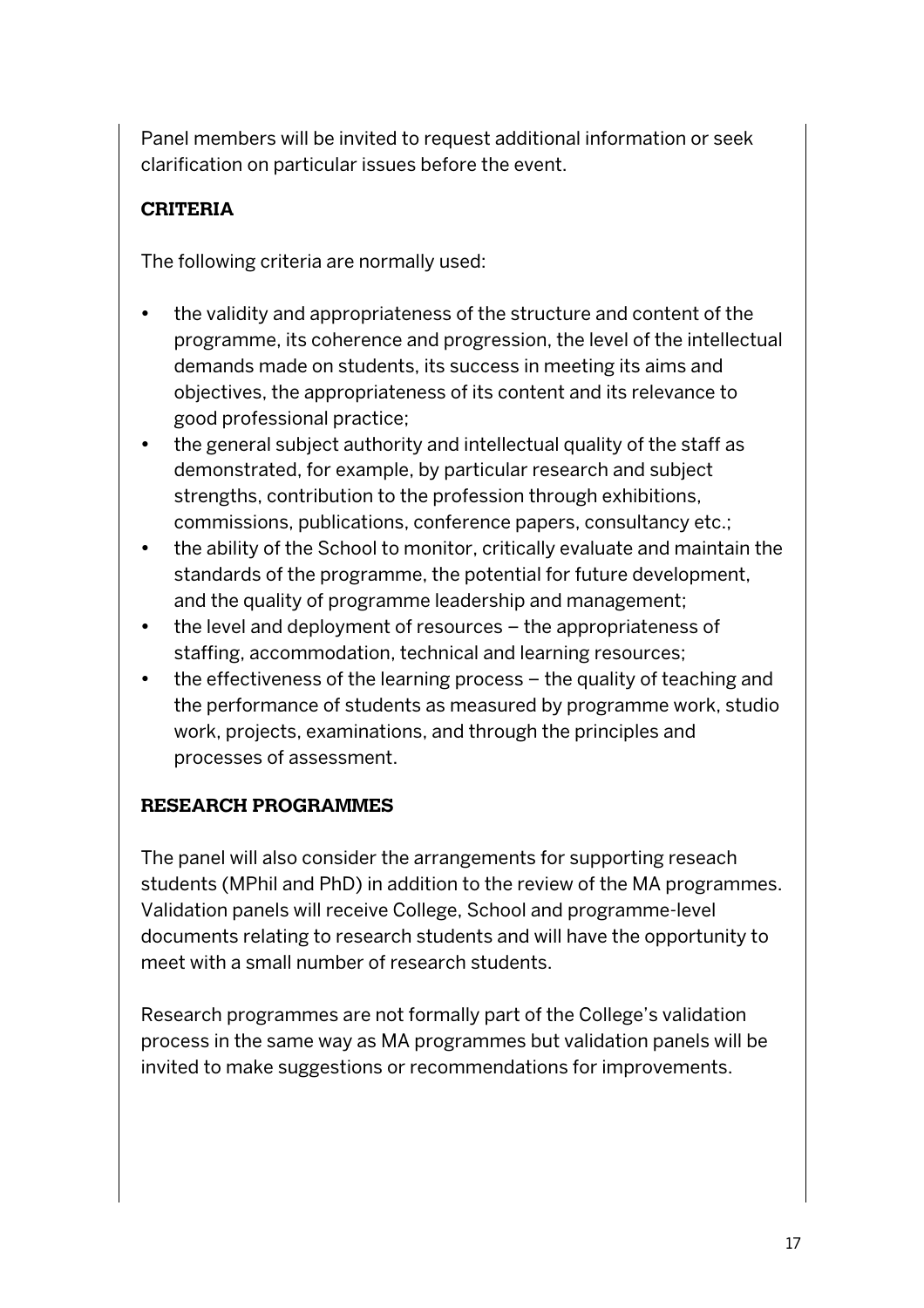Panel members will be invited to request additional information or seek clarification on particular issues before the event.

## CRITERIA

The following criteria are normally used:

- the validity and appropriateness of the structure and content of the programme, its coherence and progression, the level of the intellectual demands made on students, its success in meeting its aims and objectives, the appropriateness of its content and its relevance to good professional practice;
- the general subject authority and intellectual quality of the staff as demonstrated, for example, by particular research and subject strengths, contribution to the profession through exhibitions, commissions, publications, conference papers, consultancy etc.;
- the ability of the School to monitor, critically evaluate and maintain the standards of the programme, the potential for future development, and the quality of programme leadership and management;
- the level and deployment of resources – the appropriateness of staffing, accommodation, technical and learning resources;
- the effectiveness of the learning process – the quality of teaching and the performance of students as measured by programme work, studio work, projects, examinations, and through the principles and processes of assessment.

## RESEARCH PROGRAMMES

The panel will also consider the arrangements for supporting reseach students (MPhil and PhD) in addition to the review of the MA programmes. Validation panels will receive College, School and programme-level documents relating to research students and will have the opportunity to meet with a small number of research students.

Research programmes are not formally part of the College's validation process in the same way as MA programmes but validation panels will be invited to make suggestions or recommendations for improvements.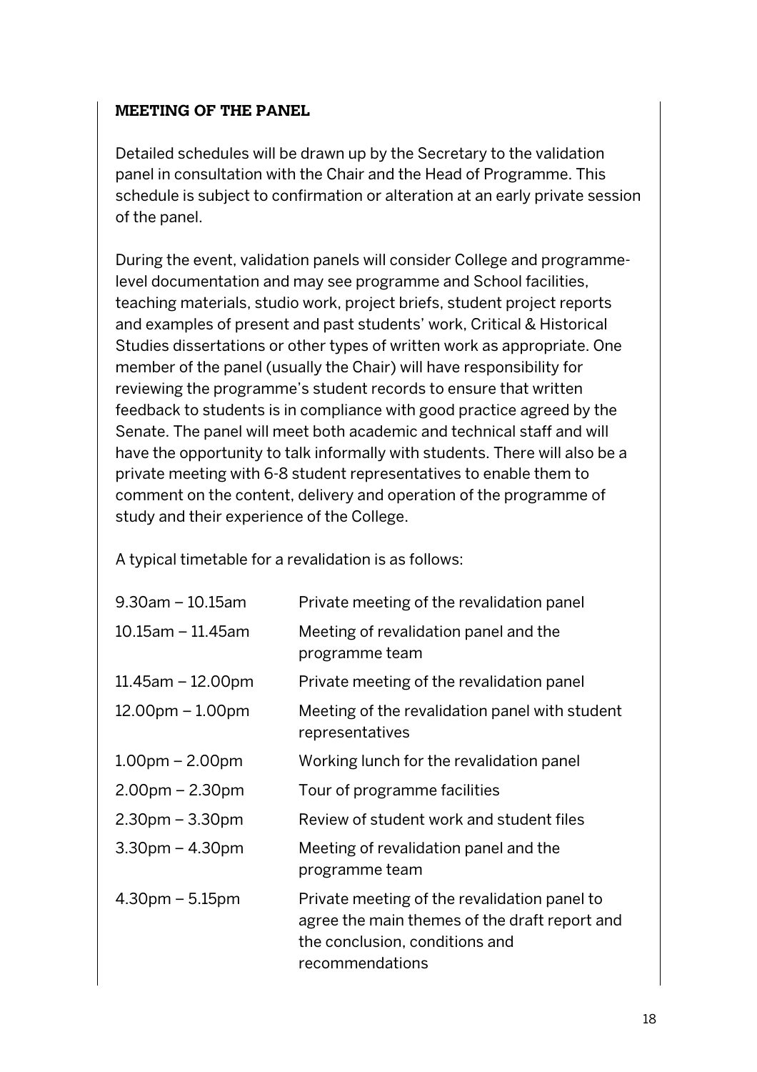## MEETING OF THE PANEL

Detailed schedules will be drawn up by the Secretary to the validation panel in consultation with the Chair and the Head of Programme. This schedule is subject to confirmation or alteration at an early private session of the panel.

During the event, validation panels will consider College and programme-level documentation and may see programme and School facilities, teaching materials, studio work, project briefs, student project reports and examples of present and past students' work, Critical & Historical Studies dissertations or other types of written work as appropriate. One member of the panel (usually the Chair) will have responsibility for reviewing the programme's student records to ensure that written feedback to students is in compliance with good practice agreed by the Senate. The panel will meet both academic and technical staff and will have the opportunity to talk informally with students. There will also be a private meeting with 6-8 student representatives to enable them to comment on the content, delivery and operation of the programme of study and their experience of the College.

A typical timetable for a revalidation is as follows:

| | |
|---|---|
| 9.30am – 10.15am | Private meeting of the revalidation panel |
| 10.15am – 11.45am | Meeting of revalidation panel and the programme team |
| 11.45am – 12.00pm | Private meeting of the revalidation panel |
| 12.00pm – 1.00pm | Meeting of the revalidation panel with student representatives |
| 1.00pm – 2.00pm | Working lunch for the revalidation panel |
| 2.00pm – 2.30pm | Tour of programme facilities |
| 2.30pm – 3.30pm | Review of student work and student files |
| 3.30pm – 4.30pm | Meeting of revalidation panel and the programme team |
| 4.30pm – 5.15pm | Private meeting of the revalidation panel to agree the main themes of the draft report and the conclusion, conditions and recommendations |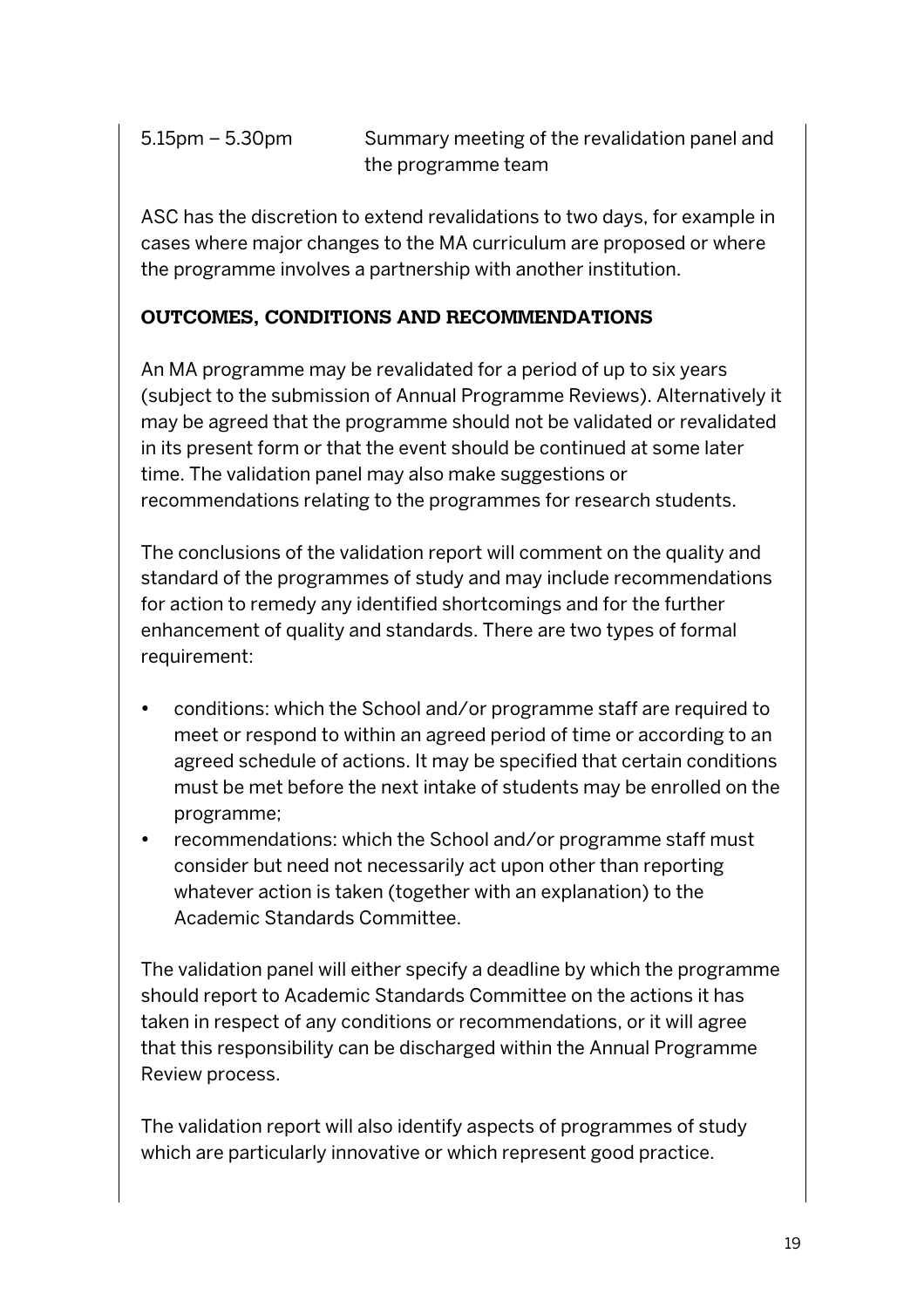| | |
|---|---|
| 5.15pm – 5.30pm | Summary meeting of the revalidation panel and the programme team |

ASC has the discretion to extend revalidations to two days, for example in cases where major changes to the MA curriculum are proposed or where the programme involves a partnership with another institution.

## OUTCOMES, CONDITIONS AND RECOMMENDATIONS

An MA programme may be revalidated for a period of up to six years (subject to the submission of Annual Programme Reviews). Alternatively it may be agreed that the programme should not be validated or revalidated in its present form or that the event should be continued at some later time. The validation panel may also make suggestions or recommendations relating to the programmes for research students.

The conclusions of the validation report will comment on the quality and standard of the programmes of study and may include recommendations for action to remedy any identified shortcomings and for the further enhancement of quality and standards. There are two types of formal requirement:

- conditions: which the School and/or programme staff are required to meet or respond to within an agreed period of time or according to an agreed schedule of actions. It may be specified that certain conditions must be met before the next intake of students may be enrolled on the programme;
- recommendations: which the School and/or programme staff must consider but need not necessarily act upon other than reporting whatever action is taken (together with an explanation) to the Academic Standards Committee.

The validation panel will either specify a deadline by which the programme should report to Academic Standards Committee on the actions it has taken in respect of any conditions or recommendations, or it will agree that this responsibility can be discharged within the Annual Programme Review process.

The validation report will also identify aspects of programmes of study which are particularly innovative or which represent good practice.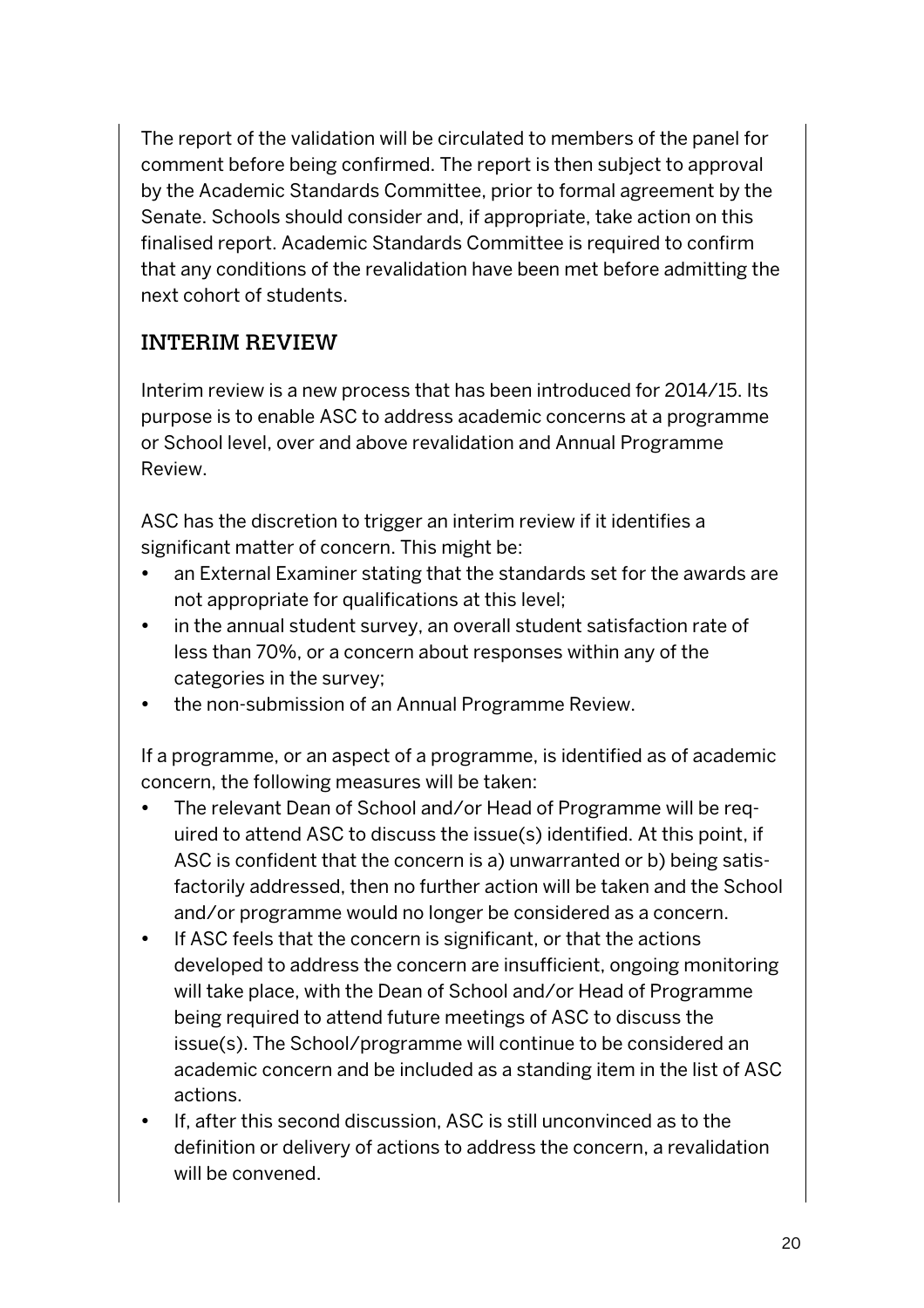The report of the validation will be circulated to members of the panel for comment before being confirmed. The report is then subject to approval by the Academic Standards Committee, prior to formal agreement by the Senate. Schools should consider and, if appropriate, take action on this finalised report. Academic Standards Committee is required to confirm that any conditions of the revalidation have been met before admitting the next cohort of students.

## INTERIM REVIEW

Interim review is a new process that has been introduced for 2014/15. Its purpose is to enable ASC to address academic concerns at a programme or School level, over and above revalidation and Annual Programme Review.

ASC has the discretion to trigger an interim review if it identifies a significant matter of concern. This might be:

- an External Examiner stating that the standards set for the awards are not appropriate for qualifications at this level;
- in the annual student survey, an overall student satisfaction rate of less than 70%, or a concern about responses within any of the categories in the survey;
- the non-submission of an Annual Programme Review.

If a programme, or an aspect of a programme, is identified as of academic concern, the following measures will be taken:

- The relevant Dean of School and/or Head of Programme will be required to attend ASC to discuss the issue(s) identified. At this point, if ASC is confident that the concern is a) unwarranted or b) being satisfactorily addressed, then no further action will be taken and the School and/or programme would no longer be considered as a concern.
- If ASC feels that the concern is significant, or that the actions developed to address the concern are insufficient, ongoing monitoring will take place, with the Dean of School and/or Head of Programme being required to attend future meetings of ASC to discuss the issue(s). The School/programme will continue to be considered an academic concern and be included as a standing item in the list of ASC actions.
- If, after this second discussion, ASC is still unconvinced as to the definition or delivery of actions to address the concern, a revalidation will be convened.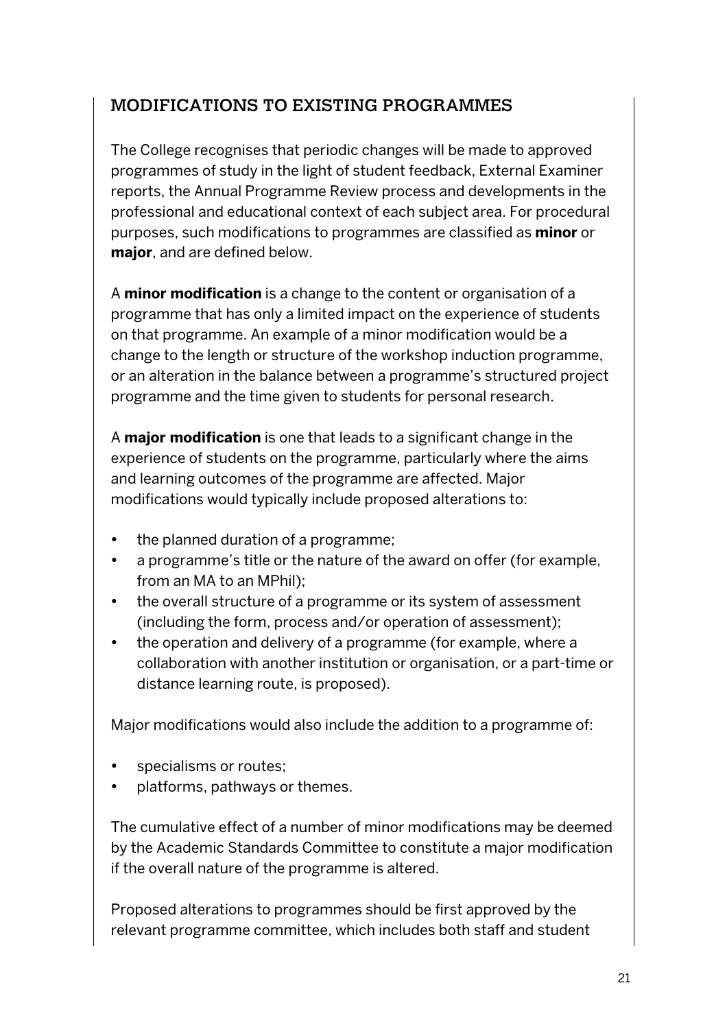## MODIFICATIONS TO EXISTING PROGRAMMES

The College recognises that periodic changes will be made to approved programmes of study in the light of student feedback, External Examiner reports, the Annual Programme Review process and developments in the professional and educational context of each subject area. For procedural purposes, such modifications to programmes are classified as **minor** or **major**, and are defined below.

A **minor modification** is a change to the content or organisation of a programme that has only a limited impact on the experience of students on that programme. An example of a minor modification would be a change to the length or structure of the workshop induction programme, or an alteration in the balance between a programme's structured project programme and the time given to students for personal research.

A **major modification** is one that leads to a significant change in the experience of students on the programme, particularly where the aims and learning outcomes of the programme are affected. Major modifications would typically include proposed alterations to:

- the planned duration of a programme;
- a programme's title or the nature of the award on offer (for example, from an MA to an MPhil);
- the overall structure of a programme or its system of assessment (including the form, process and/or operation of assessment);
- the operation and delivery of a programme (for example, where a collaboration with another institution or organisation, or a part-time or distance learning route, is proposed).

Major modifications would also include the addition to a programme of:

- specialisms or routes;
- platforms, pathways or themes.

The cumulative effect of a number of minor modifications may be deemed by the Academic Standards Committee to constitute a major modification if the overall nature of the programme is altered.

Proposed alterations to programmes should be first approved by the relevant programme committee, which includes both staff and student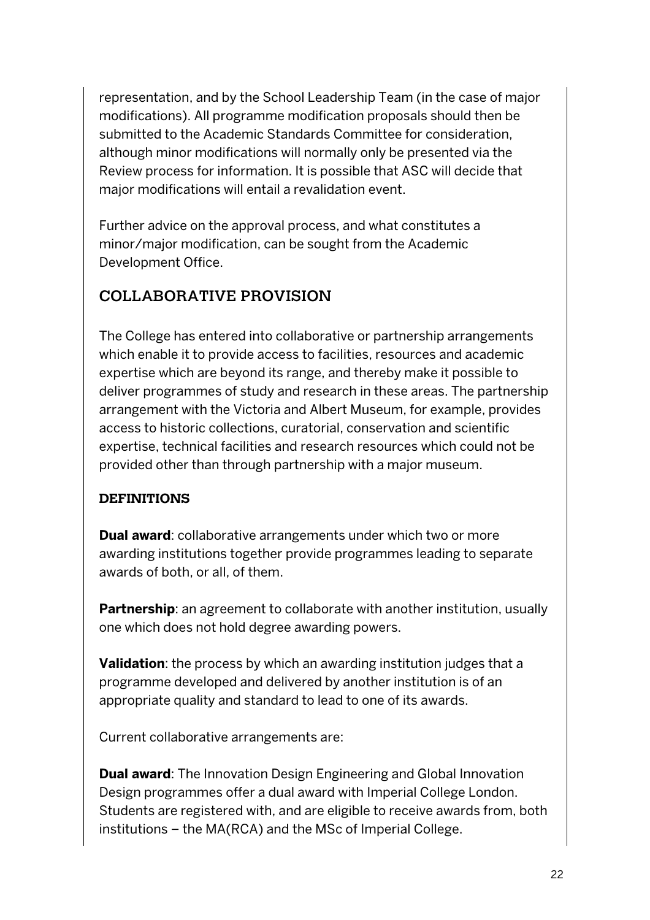representation, and by the School Leadership Team (in the case of major modifications). All programme modification proposals should then be submitted to the Academic Standards Committee for consideration, although minor modifications will normally only be presented via the Review process for information. It is possible that ASC will decide that major modifications will entail a revalidation event.

Further advice on the approval process, and what constitutes a minor/major modification, can be sought from the Academic Development Office.

## COLLABORATIVE PROVISION

The College has entered into collaborative or partnership arrangements which enable it to provide access to facilities, resources and academic expertise which are beyond its range, and thereby make it possible to deliver programmes of study and research in these areas. The partnership arrangement with the Victoria and Albert Museum, for example, provides access to historic collections, curatorial, conservation and scientific expertise, technical facilities and research resources which could not be provided other than through partnership with a major museum.

### DEFINITIONS

**Dual award**: collaborative arrangements under which two or more awarding institutions together provide programmes leading to separate awards of both, or all, of them.

**Partnership**: an agreement to collaborate with another institution, usually one which does not hold degree awarding powers.

**Validation**: the process by which an awarding institution judges that a programme developed and delivered by another institution is of an appropriate quality and standard to lead to one of its awards.

Current collaborative arrangements are:

**Dual award**: The Innovation Design Engineering and Global Innovation Design programmes offer a dual award with Imperial College London. Students are registered with, and are eligible to receive awards from, both institutions – the MA(RCA) and the MSc of Imperial College.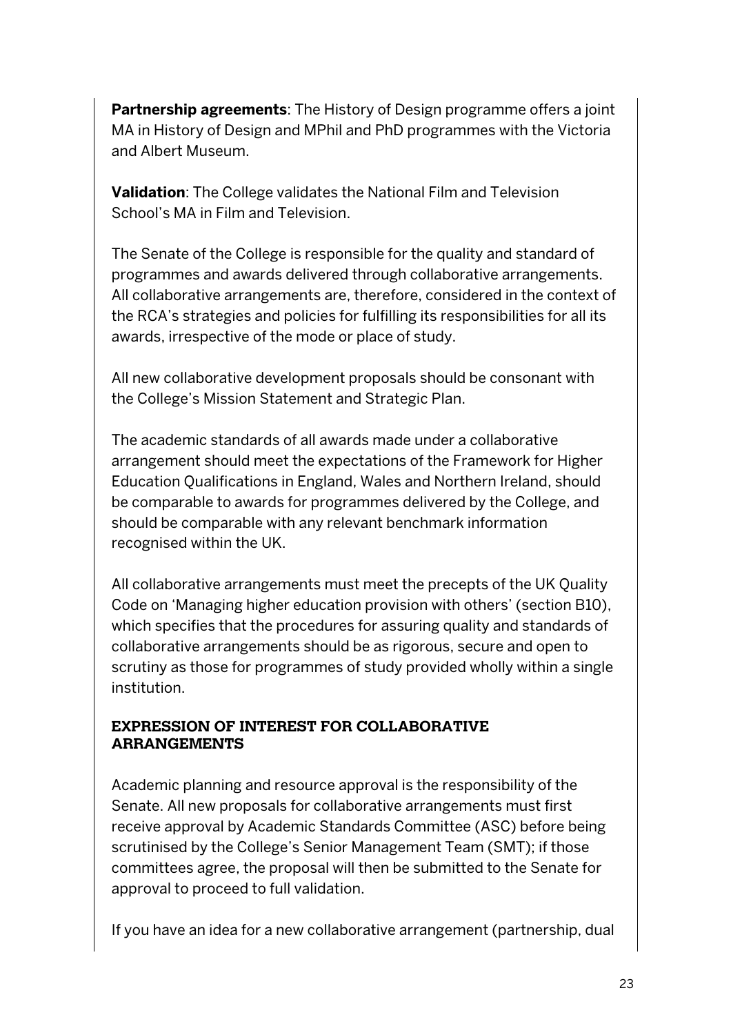**Partnership agreements**: The History of Design programme offers a joint MA in History of Design and MPhil and PhD programmes with the Victoria and Albert Museum.

**Validation**: The College validates the National Film and Television School's MA in Film and Television.

The Senate of the College is responsible for the quality and standard of programmes and awards delivered through collaborative arrangements. All collaborative arrangements are, therefore, considered in the context of the RCA's strategies and policies for fulfilling its responsibilities for all its awards, irrespective of the mode or place of study.

All new collaborative development proposals should be consonant with the College's Mission Statement and Strategic Plan.

The academic standards of all awards made under a collaborative arrangement should meet the expectations of the Framework for Higher Education Qualifications in England, Wales and Northern Ireland, should be comparable to awards for programmes delivered by the College, and should be comparable with any relevant benchmark information recognised within the UK.

All collaborative arrangements must meet the precepts of the UK Quality Code on 'Managing higher education provision with others' (section B10), which specifies that the procedures for assuring quality and standards of collaborative arrangements should be as rigorous, secure and open to scrutiny as those for programmes of study provided wholly within a single institution.

## EXPRESSION OF INTEREST FOR COLLABORATIVE ARRANGEMENTS

Academic planning and resource approval is the responsibility of the Senate. All new proposals for collaborative arrangements must first receive approval by Academic Standards Committee (ASC) before being scrutinised by the College's Senior Management Team (SMT); if those committees agree, the proposal will then be submitted to the Senate for approval to proceed to full validation.

If you have an idea for a new collaborative arrangement (partnership, dual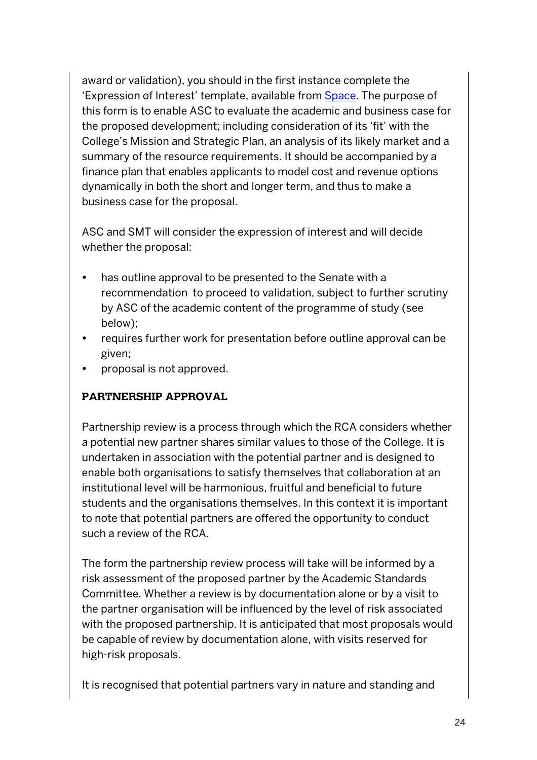award or validation), you should in the first instance complete the 'Expression of Interest' template, available from [Space](). The purpose of this form is to enable ASC to evaluate the academic and business case for the proposed development; including consideration of its 'fit' with the College's Mission and Strategic Plan, an analysis of its likely market and a summary of the resource requirements. It should be accompanied by a finance plan that enables applicants to model cost and revenue options dynamically in both the short and longer term, and thus to make a business case for the proposal.

ASC and SMT will consider the expression of interest and will decide whether the proposal:

- has outline approval to be presented to the Senate with a recommendation to proceed to validation, subject to further scrutiny by ASC of the academic content of the programme of study (see below);
- requires further work for presentation before outline approval can be given;
- proposal is not approved.

**PARTNERSHIP APPROVAL**

Partnership review is a process through which the RCA considers whether a potential new partner shares similar values to those of the College. It is undertaken in association with the potential partner and is designed to enable both organisations to satisfy themselves that collaboration at an institutional level will be harmonious, fruitful and beneficial to future students and the organisations themselves. In this context it is important to note that potential partners are offered the opportunity to conduct such a review of the RCA.

The form the partnership review process will take will be informed by a risk assessment of the proposed partner by the Academic Standards Committee. Whether a review is by documentation alone or by a visit to the partner organisation will be influenced by the level of risk associated with the proposed partnership. It is anticipated that most proposals would be capable of review by documentation alone, with visits reserved for high-risk proposals.

It is recognised that potential partners vary in nature and standing and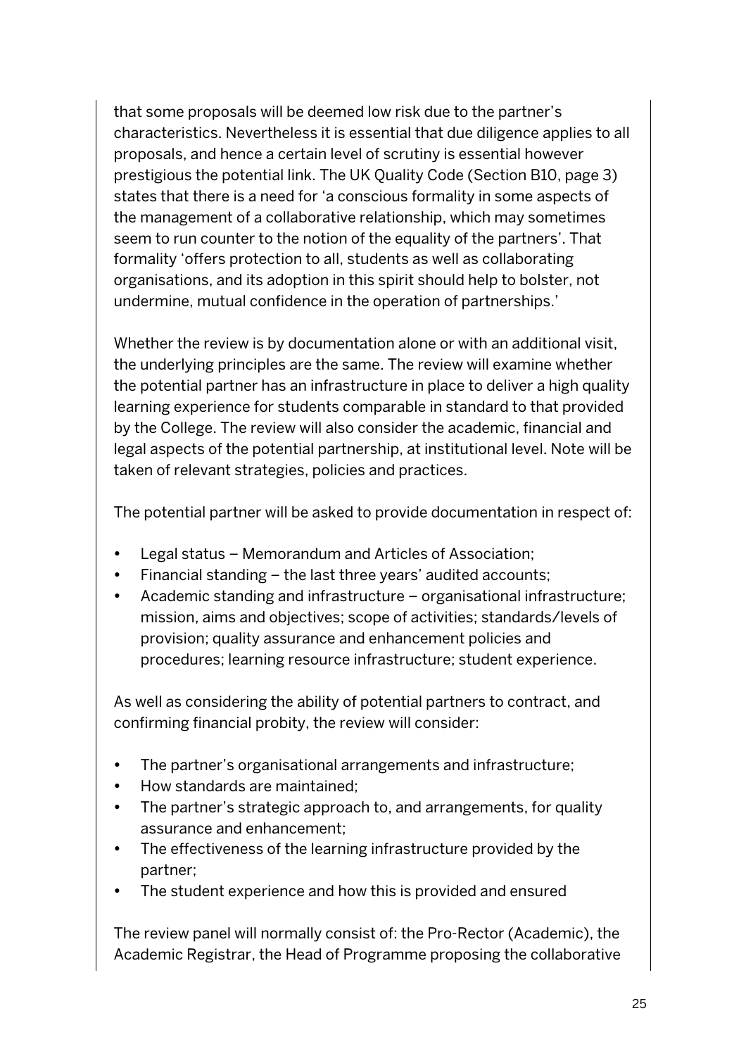that some proposals will be deemed low risk due to the partner's characteristics. Nevertheless it is essential that due diligence applies to all proposals, and hence a certain level of scrutiny is essential however prestigious the potential link. The UK Quality Code (Section B10, page 3) states that there is a need for 'a conscious formality in some aspects of the management of a collaborative relationship, which may sometimes seem to run counter to the notion of the equality of the partners'. That formality 'offers protection to all, students as well as collaborating organisations, and its adoption in this spirit should help to bolster, not undermine, mutual confidence in the operation of partnerships.'

Whether the review is by documentation alone or with an additional visit, the underlying principles are the same. The review will examine whether the potential partner has an infrastructure in place to deliver a high quality learning experience for students comparable in standard to that provided by the College. The review will also consider the academic, financial and legal aspects of the potential partnership, at institutional level. Note will be taken of relevant strategies, policies and practices.

The potential partner will be asked to provide documentation in respect of:

- Legal status – Memorandum and Articles of Association;
- Financial standing – the last three years' audited accounts;
- Academic standing and infrastructure – organisational infrastructure; mission, aims and objectives; scope of activities; standards/levels of provision; quality assurance and enhancement policies and procedures; learning resource infrastructure; student experience.

As well as considering the ability of potential partners to contract, and confirming financial probity, the review will consider:

- The partner's organisational arrangements and infrastructure;
- How standards are maintained;
- The partner's strategic approach to, and arrangements, for quality assurance and enhancement;
- The effectiveness of the learning infrastructure provided by the partner;
- The student experience and how this is provided and ensured

The review panel will normally consist of: the Pro-Rector (Academic), the Academic Registrar, the Head of Programme proposing the collaborative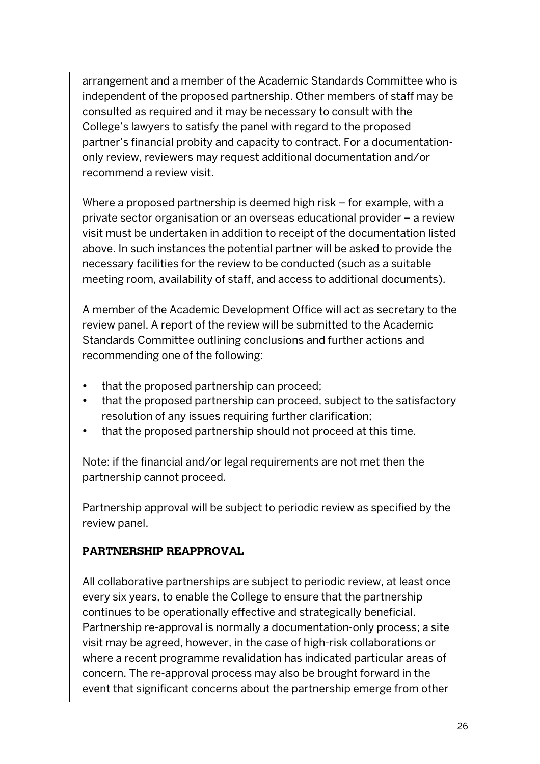arrangement and a member of the Academic Standards Committee who is independent of the proposed partnership. Other members of staff may be consulted as required and it may be necessary to consult with the College's lawyers to satisfy the panel with regard to the proposed partner's financial probity and capacity to contract. For a documentation-only review, reviewers may request additional documentation and/or recommend a review visit.

Where a proposed partnership is deemed high risk – for example, with a private sector organisation or an overseas educational provider – a review visit must be undertaken in addition to receipt of the documentation listed above. In such instances the potential partner will be asked to provide the necessary facilities for the review to be conducted (such as a suitable meeting room, availability of staff, and access to additional documents).

A member of the Academic Development Office will act as secretary to the review panel. A report of the review will be submitted to the Academic Standards Committee outlining conclusions and further actions and recommending one of the following:

- that the proposed partnership can proceed;
- that the proposed partnership can proceed, subject to the satisfactory resolution of any issues requiring further clarification;
- that the proposed partnership should not proceed at this time.

Note: if the financial and/or legal requirements are not met then the partnership cannot proceed.

Partnership approval will be subject to periodic review as specified by the review panel.

## PARTNERSHIP REAPPROVAL

All collaborative partnerships are subject to periodic review, at least once every six years, to enable the College to ensure that the partnership continues to be operationally effective and strategically beneficial. Partnership re-approval is normally a documentation-only process; a site visit may be agreed, however, in the case of high-risk collaborations or where a recent programme revalidation has indicated particular areas of concern. The re-approval process may also be brought forward in the event that significant concerns about the partnership emerge from other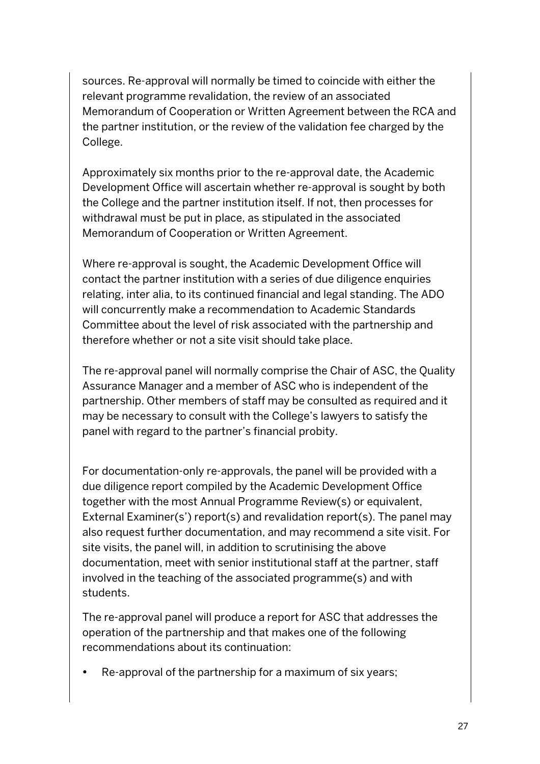sources. Re-approval will normally be timed to coincide with either the relevant programme revalidation, the review of an associated Memorandum of Cooperation or Written Agreement between the RCA and the partner institution, or the review of the validation fee charged by the College.

Approximately six months prior to the re-approval date, the Academic Development Office will ascertain whether re-approval is sought by both the College and the partner institution itself. If not, then processes for withdrawal must be put in place, as stipulated in the associated Memorandum of Cooperation or Written Agreement.

Where re-approval is sought, the Academic Development Office will contact the partner institution with a series of due diligence enquiries relating, inter alia, to its continued financial and legal standing. The ADO will concurrently make a recommendation to Academic Standards Committee about the level of risk associated with the partnership and therefore whether or not a site visit should take place.

The re-approval panel will normally comprise the Chair of ASC, the Quality Assurance Manager and a member of ASC who is independent of the partnership. Other members of staff may be consulted as required and it may be necessary to consult with the College's lawyers to satisfy the panel with regard to the partner's financial probity.

For documentation-only re-approvals, the panel will be provided with a due diligence report compiled by the Academic Development Office together with the most Annual Programme Review(s) or equivalent, External Examiner(s') report(s) and revalidation report(s). The panel may also request further documentation, and may recommend a site visit. For site visits, the panel will, in addition to scrutinising the above documentation, meet with senior institutional staff at the partner, staff involved in the teaching of the associated programme(s) and with students.

The re-approval panel will produce a report for ASC that addresses the operation of the partnership and that makes one of the following recommendations about its continuation:

- Re-approval of the partnership for a maximum of six years;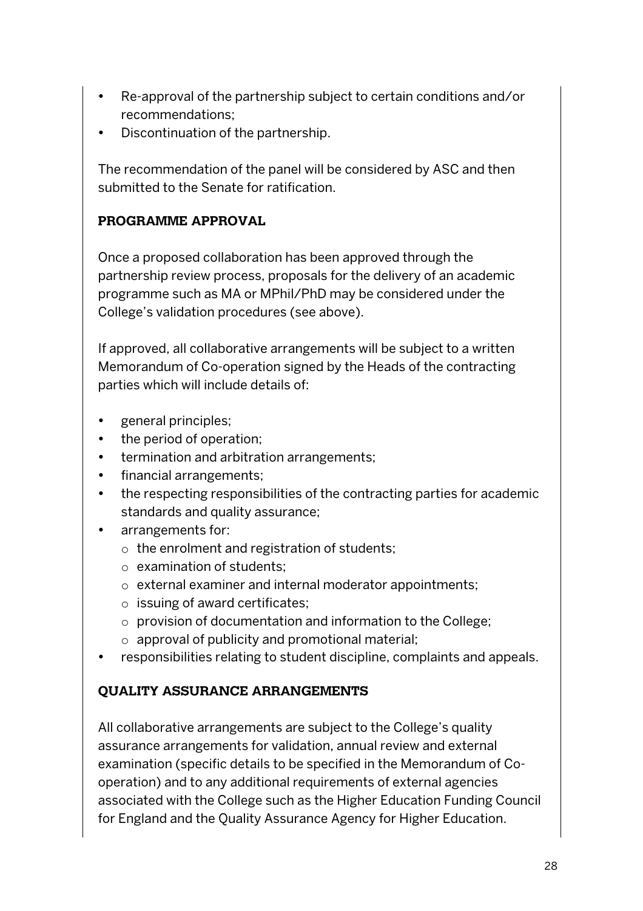- Re-approval of the partnership subject to certain conditions and/or recommendations;
- Discontinuation of the partnership.

The recommendation of the panel will be considered by ASC and then submitted to the Senate for ratification.

### PROGRAMME APPROVAL

Once a proposed collaboration has been approved through the partnership review process, proposals for the delivery of an academic programme such as MA or MPhil/PhD may be considered under the College's validation procedures (see above).

If approved, all collaborative arrangements will be subject to a written Memorandum of Co-operation signed by the Heads of the contracting parties which will include details of:

- general principles;
- the period of operation;
- termination and arbitration arrangements;
- financial arrangements;
- the respecting responsibilities of the contracting parties for academic standards and quality assurance;
- arrangements for:
  - the enrolment and registration of students;
  - examination of students;
  - external examiner and internal moderator appointments;
  - issuing of award certificates;
  - provision of documentation and information to the College;
  - approval of publicity and promotional material;
- responsibilities relating to student discipline, complaints and appeals.

### QUALITY ASSURANCE ARRANGEMENTS

All collaborative arrangements are subject to the College's quality assurance arrangements for validation, annual review and external examination (specific details to be specified in the Memorandum of Co-operation) and to any additional requirements of external agencies associated with the College such as the Higher Education Funding Council for England and the Quality Assurance Agency for Higher Education.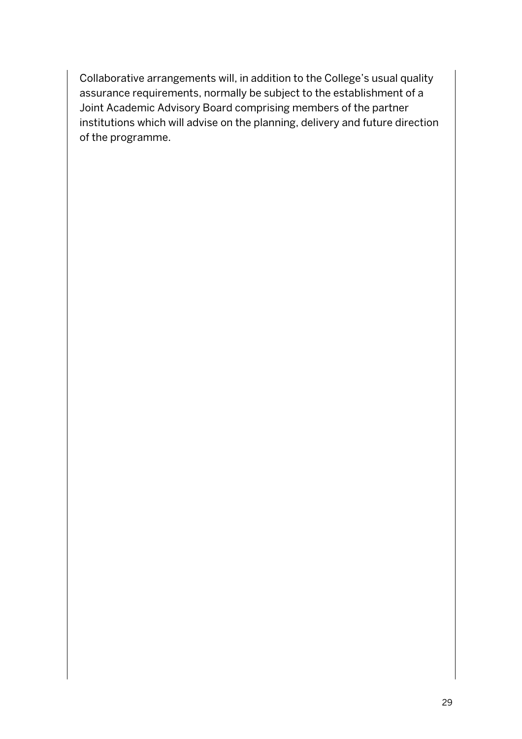Collaborative arrangements will, in addition to the College's usual quality assurance requirements, normally be subject to the establishment of a Joint Academic Advisory Board comprising members of the partner institutions which will advise on the planning, delivery and future direction of the programme.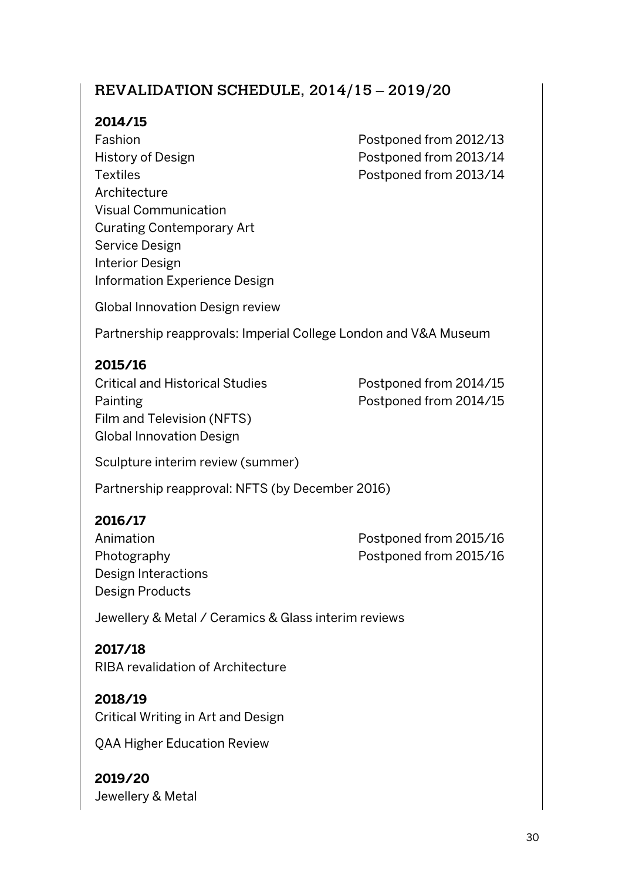## REVALIDATION SCHEDULE, 2014/15 – 2019/20

### 2014/15

| | |
|---|---|
| Fashion | Postponed from 2012/13 |
| History of Design | Postponed from 2013/14 |
| Textiles | Postponed from 2013/14 |
| Architecture | |
| Visual Communication | |
| Curating Contemporary Art | |
| Service Design | |
| Interior Design | |
| Information Experience Design | |

Global Innovation Design review

Partnership reapprovals: Imperial College London and V&A Museum

### 2015/16

| | |
|---|---|
| Critical and Historical Studies | Postponed from 2014/15 |
| Painting | Postponed from 2014/15 |
| Film and Television (NFTS) | |
| Global Innovation Design | |

Sculpture interim review (summer)

Partnership reapproval: NFTS (by December 2016)

### 2016/17

| | |
|---|---|
| Animation | Postponed from 2015/16 |
| Photography | Postponed from 2015/16 |
| Design Interactions | |
| Design Products | |

Jewellery & Metal / Ceramics & Glass interim reviews

### 2017/18

RIBA revalidation of Architecture

### 2018/19

Critical Writing in Art and Design

QAA Higher Education Review

### 2019/20

Jewellery & Metal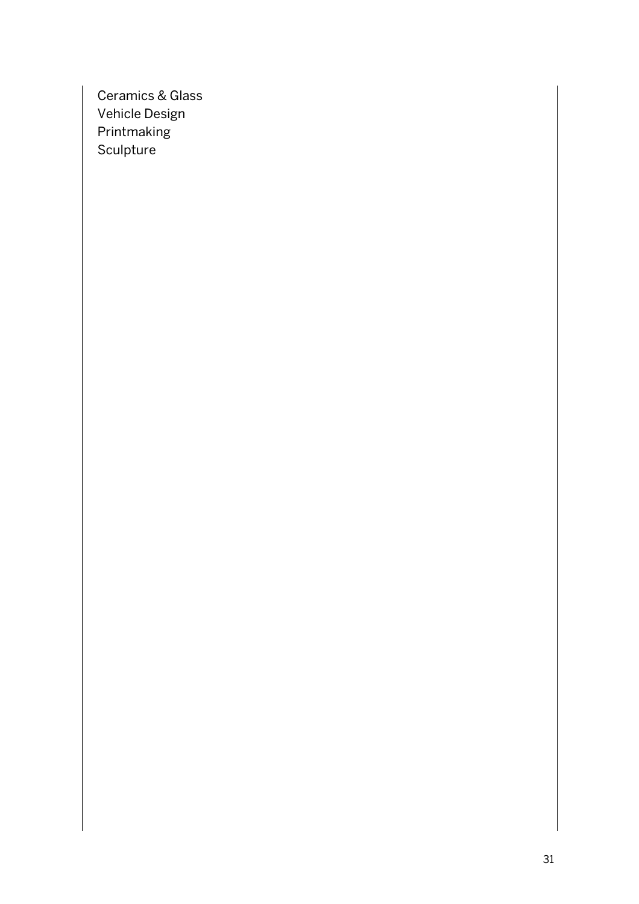Ceramics & Glass
Vehicle Design
Printmaking
Sculpture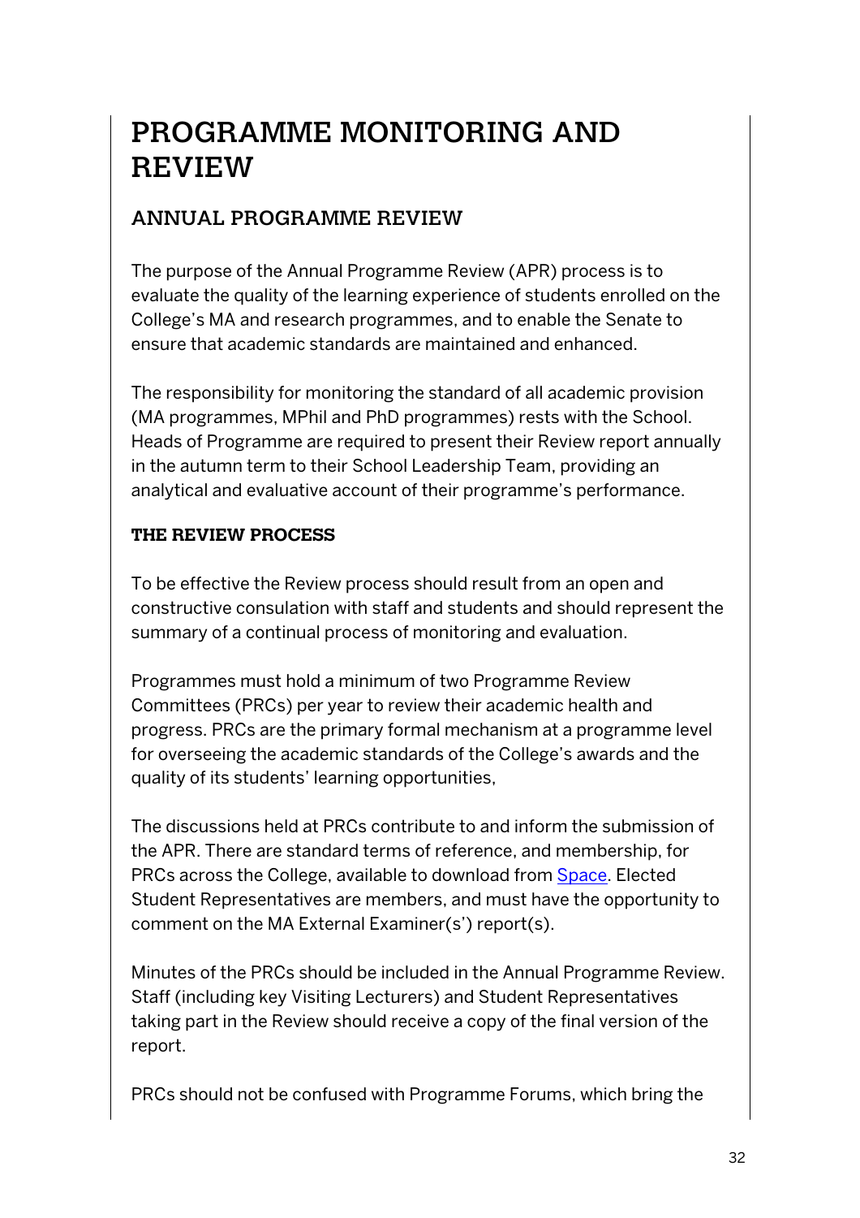# PROGRAMME MONITORING AND REVIEW

## ANNUAL PROGRAMME REVIEW

The purpose of the Annual Programme Review (APR) process is to evaluate the quality of the learning experience of students enrolled on the College's MA and research programmes, and to enable the Senate to ensure that academic standards are maintained and enhanced.

The responsibility for monitoring the standard of all academic provision (MA programmes, MPhil and PhD programmes) rests with the School. Heads of Programme are required to present their Review report annually in the autumn term to their School Leadership Team, providing an analytical and evaluative account of their programme's performance.

### THE REVIEW PROCESS

To be effective the Review process should result from an open and constructive consulation with staff and students and should represent the summary of a continual process of monitoring and evaluation.

Programmes must hold a minimum of two Programme Review Committees (PRCs) per year to review their academic health and progress. PRCs are the primary formal mechanism at a programme level for overseeing the academic standards of the College's awards and the quality of its students' learning opportunities,

The discussions held at PRCs contribute to and inform the submission of the APR. There are standard terms of reference, and membership, for PRCs across the College, available to download from Space. Elected Student Representatives are members, and must have the opportunity to comment on the MA External Examiner(s') report(s).

Minutes of the PRCs should be included in the Annual Programme Review. Staff (including key Visiting Lecturers) and Student Representatives taking part in the Review should receive a copy of the final version of the report.

PRCs should not be confused with Programme Forums, which bring the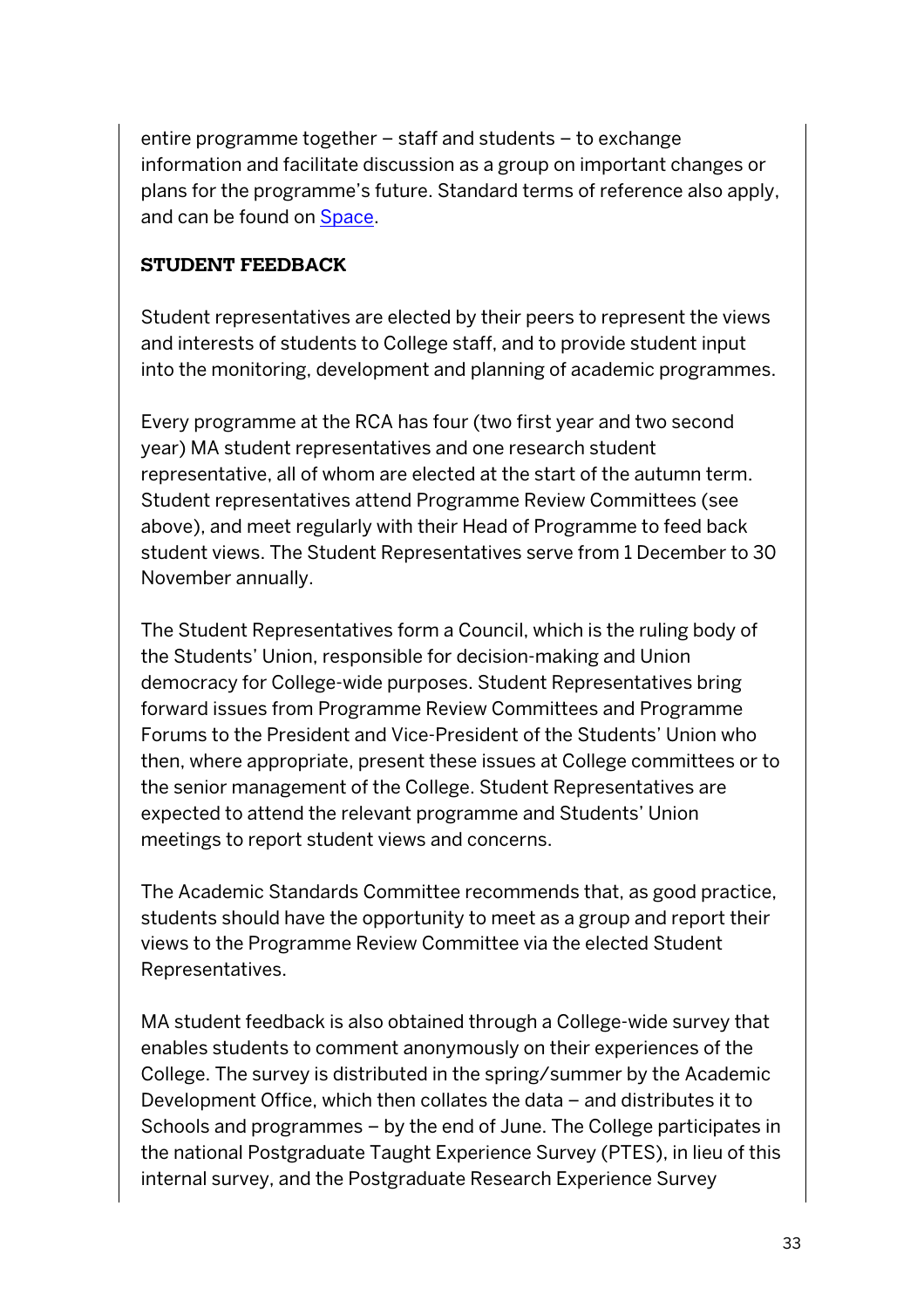entire programme together – staff and students – to exchange information and facilitate discussion as a group on important changes or plans for the programme's future. Standard terms of reference also apply, and can be found on [Space].

**STUDENT FEEDBACK**

Student representatives are elected by their peers to represent the views and interests of students to College staff, and to provide student input into the monitoring, development and planning of academic programmes.

Every programme at the RCA has four (two first year and two second year) MA student representatives and one research student representative, all of whom are elected at the start of the autumn term. Student representatives attend Programme Review Committees (see above), and meet regularly with their Head of Programme to feed back student views. The Student Representatives serve from 1 December to 30 November annually.

The Student Representatives form a Council, which is the ruling body of the Students' Union, responsible for decision-making and Union democracy for College-wide purposes. Student Representatives bring forward issues from Programme Review Committees and Programme Forums to the President and Vice-President of the Students' Union who then, where appropriate, present these issues at College committees or to the senior management of the College. Student Representatives are expected to attend the relevant programme and Students' Union meetings to report student views and concerns.

The Academic Standards Committee recommends that, as good practice, students should have the opportunity to meet as a group and report their views to the Programme Review Committee via the elected Student Representatives.

MA student feedback is also obtained through a College-wide survey that enables students to comment anonymously on their experiences of the College. The survey is distributed in the spring/summer by the Academic Development Office, which then collates the data – and distributes it to Schools and programmes – by the end of June. The College participates in the national Postgraduate Taught Experience Survey (PTES), in lieu of this internal survey, and the Postgraduate Research Experience Survey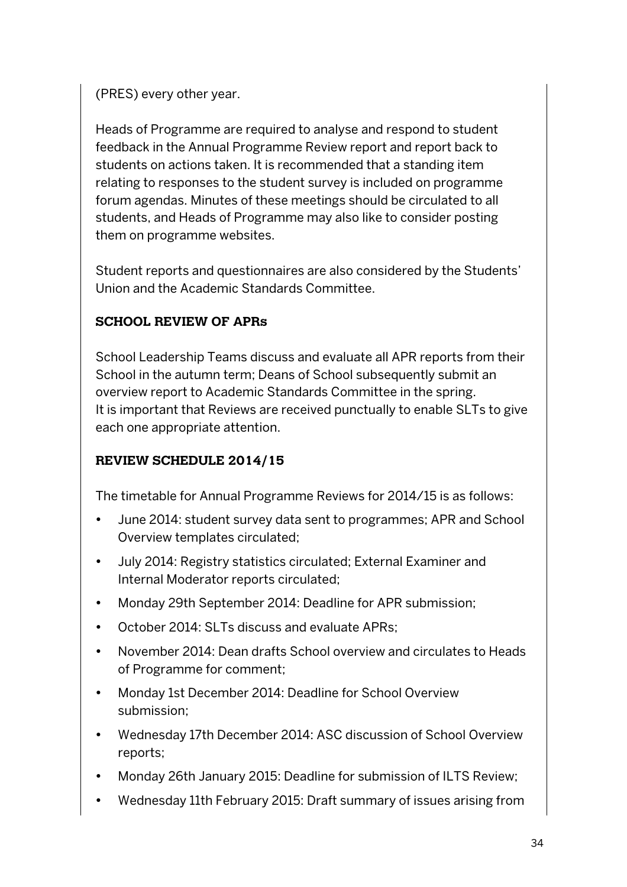(PRES) every other year.

Heads of Programme are required to analyse and respond to student feedback in the Annual Programme Review report and report back to students on actions taken. It is recommended that a standing item relating to responses to the student survey is included on programme forum agendas. Minutes of these meetings should be circulated to all students, and Heads of Programme may also like to consider posting them on programme websites.

Student reports and questionnaires are also considered by the Students' Union and the Academic Standards Committee.

## SCHOOL REVIEW OF APRs

School Leadership Teams discuss and evaluate all APR reports from their School in the autumn term; Deans of School subsequently submit an overview report to Academic Standards Committee in the spring.
It is important that Reviews are received punctually to enable SLTs to give each one appropriate attention.

## REVIEW SCHEDULE 2014/15

The timetable for Annual Programme Reviews for 2014/15 is as follows:

- June 2014: student survey data sent to programmes; APR and School Overview templates circulated;
- July 2014: Registry statistics circulated; External Examiner and Internal Moderator reports circulated;
- Monday 29th September 2014: Deadline for APR submission;
- October 2014: SLTs discuss and evaluate APRs;
- November 2014: Dean drafts School overview and circulates to Heads of Programme for comment;
- Monday 1st December 2014: Deadline for School Overview submission;
- Wednesday 17th December 2014: ASC discussion of School Overview reports;
- Monday 26th January 2015: Deadline for submission of ILTS Review;
- Wednesday 11th February 2015: Draft summary of issues arising from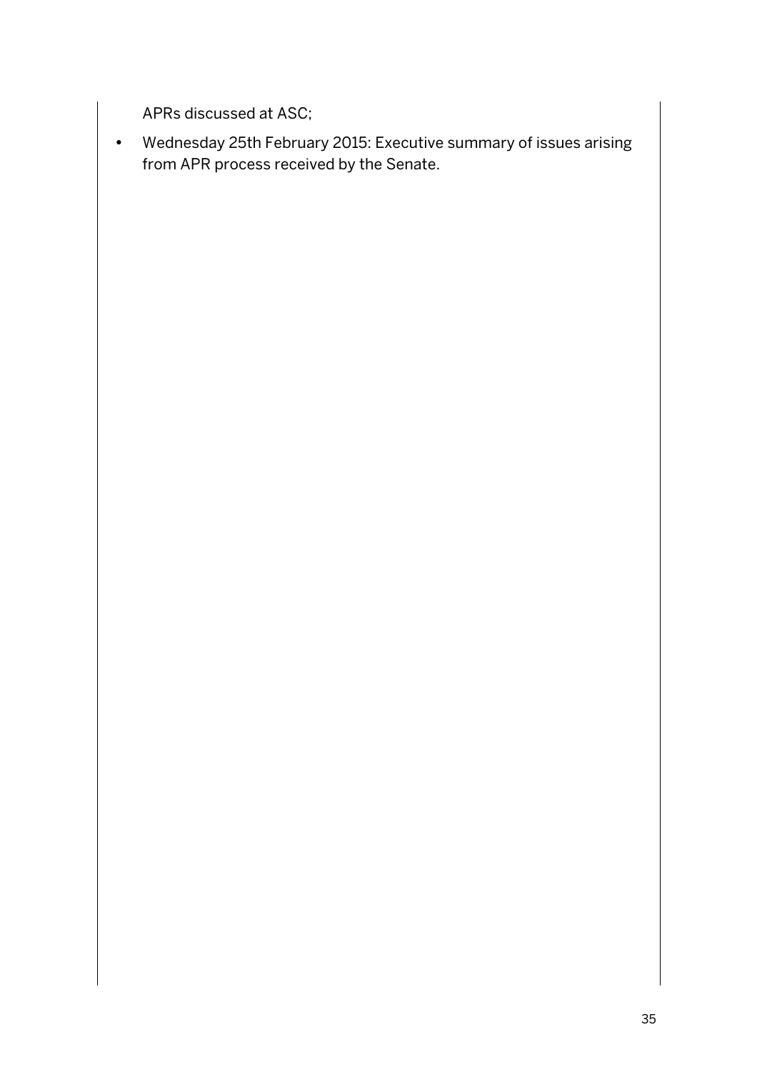APRs discussed at ASC;

- Wednesday 25th February 2015: Executive summary of issues arising from APR process received by the Senate.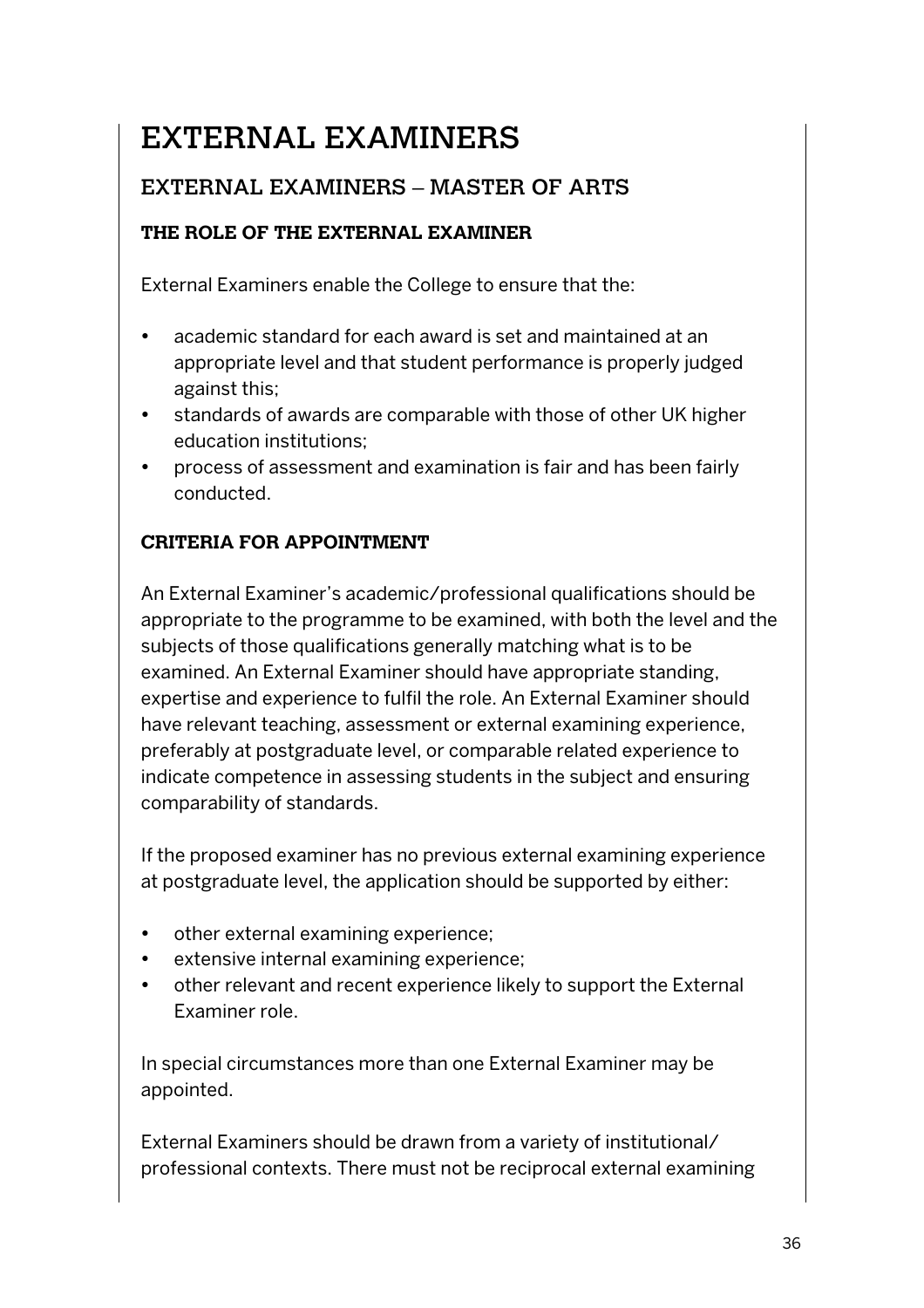# EXTERNAL EXAMINERS

## EXTERNAL EXAMINERS – MASTER OF ARTS

### THE ROLE OF THE EXTERNAL EXAMINER

External Examiners enable the College to ensure that the:

- academic standard for each award is set and maintained at an appropriate level and that student performance is properly judged against this;
- standards of awards are comparable with those of other UK higher education institutions;
- process of assessment and examination is fair and has been fairly conducted.

### CRITERIA FOR APPOINTMENT

An External Examiner's academic/professional qualifications should be appropriate to the programme to be examined, with both the level and the subjects of those qualifications generally matching what is to be examined. An External Examiner should have appropriate standing, expertise and experience to fulfil the role. An External Examiner should have relevant teaching, assessment or external examining experience, preferably at postgraduate level, or comparable related experience to indicate competence in assessing students in the subject and ensuring comparability of standards.

If the proposed examiner has no previous external examining experience at postgraduate level, the application should be supported by either:

- other external examining experience;
- extensive internal examining experience;
- other relevant and recent experience likely to support the External Examiner role.

In special circumstances more than one External Examiner may be appointed.

External Examiners should be drawn from a variety of institutional/ professional contexts. There must not be reciprocal external examining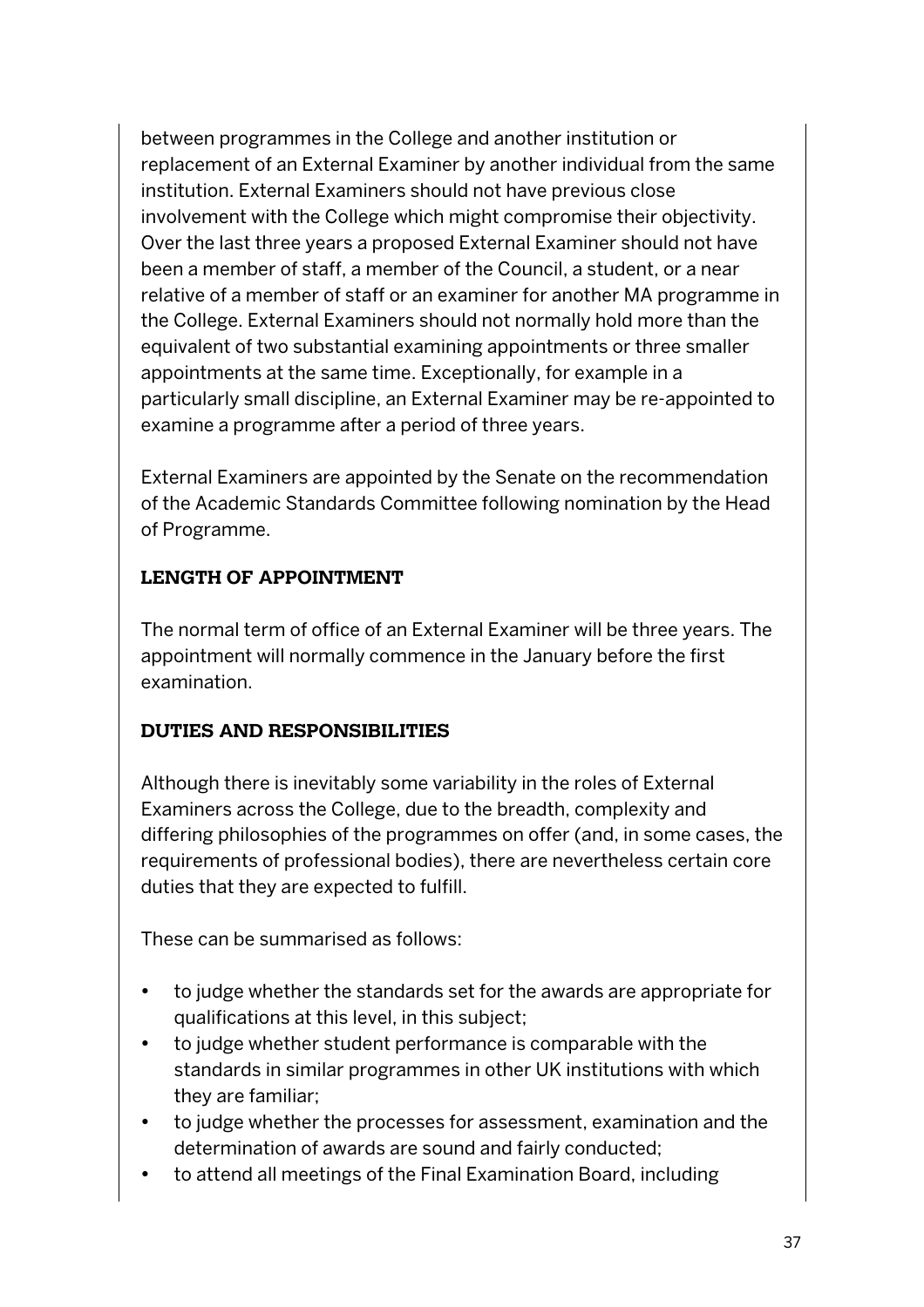between programmes in the College and another institution or replacement of an External Examiner by another individual from the same institution. External Examiners should not have previous close involvement with the College which might compromise their objectivity. Over the last three years a proposed External Examiner should not have been a member of staff, a member of the Council, a student, or a near relative of a member of staff or an examiner for another MA programme in the College. External Examiners should not normally hold more than the equivalent of two substantial examining appointments or three smaller appointments at the same time. Exceptionally, for example in a particularly small discipline, an External Examiner may be re-appointed to examine a programme after a period of three years.

External Examiners are appointed by the Senate on the recommendation of the Academic Standards Committee following nomination by the Head of Programme.

## LENGTH OF APPOINTMENT

The normal term of office of an External Examiner will be three years. The appointment will normally commence in the January before the first examination.

## DUTIES AND RESPONSIBILITIES

Although there is inevitably some variability in the roles of External Examiners across the College, due to the breadth, complexity and differing philosophies of the programmes on offer (and, in some cases, the requirements of professional bodies), there are nevertheless certain core duties that they are expected to fulfill.

These can be summarised as follows:

- to judge whether the standards set for the awards are appropriate for qualifications at this level, in this subject;
- to judge whether student performance is comparable with the standards in similar programmes in other UK institutions with which they are familiar;
- to judge whether the processes for assessment, examination and the determination of awards are sound and fairly conducted;
- to attend all meetings of the Final Examination Board, including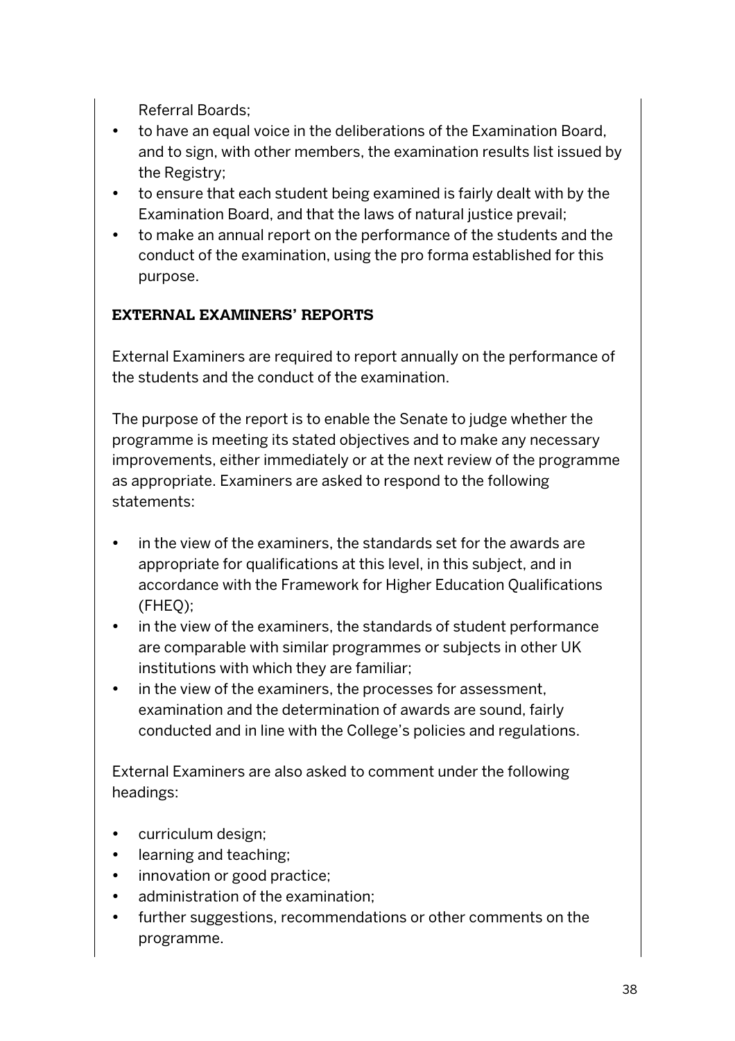Referral Boards;

- to have an equal voice in the deliberations of the Examination Board, and to sign, with other members, the examination results list issued by the Registry;
- to ensure that each student being examined is fairly dealt with by the Examination Board, and that the laws of natural justice prevail;
- to make an annual report on the performance of the students and the conduct of the examination, using the pro forma established for this purpose.

## EXTERNAL EXAMINERS' REPORTS

External Examiners are required to report annually on the performance of the students and the conduct of the examination.

The purpose of the report is to enable the Senate to judge whether the programme is meeting its stated objectives and to make any necessary improvements, either immediately or at the next review of the programme as appropriate. Examiners are asked to respond to the following statements:

- in the view of the examiners, the standards set for the awards are appropriate for qualifications at this level, in this subject, and in accordance with the Framework for Higher Education Qualifications (FHEQ);
- in the view of the examiners, the standards of student performance are comparable with similar programmes or subjects in other UK institutions with which they are familiar;
- in the view of the examiners, the processes for assessment, examination and the determination of awards are sound, fairly conducted and in line with the College's policies and regulations.

External Examiners are also asked to comment under the following headings:

- curriculum design;
- learning and teaching;
- innovation or good practice;
- administration of the examination;
- further suggestions, recommendations or other comments on the programme.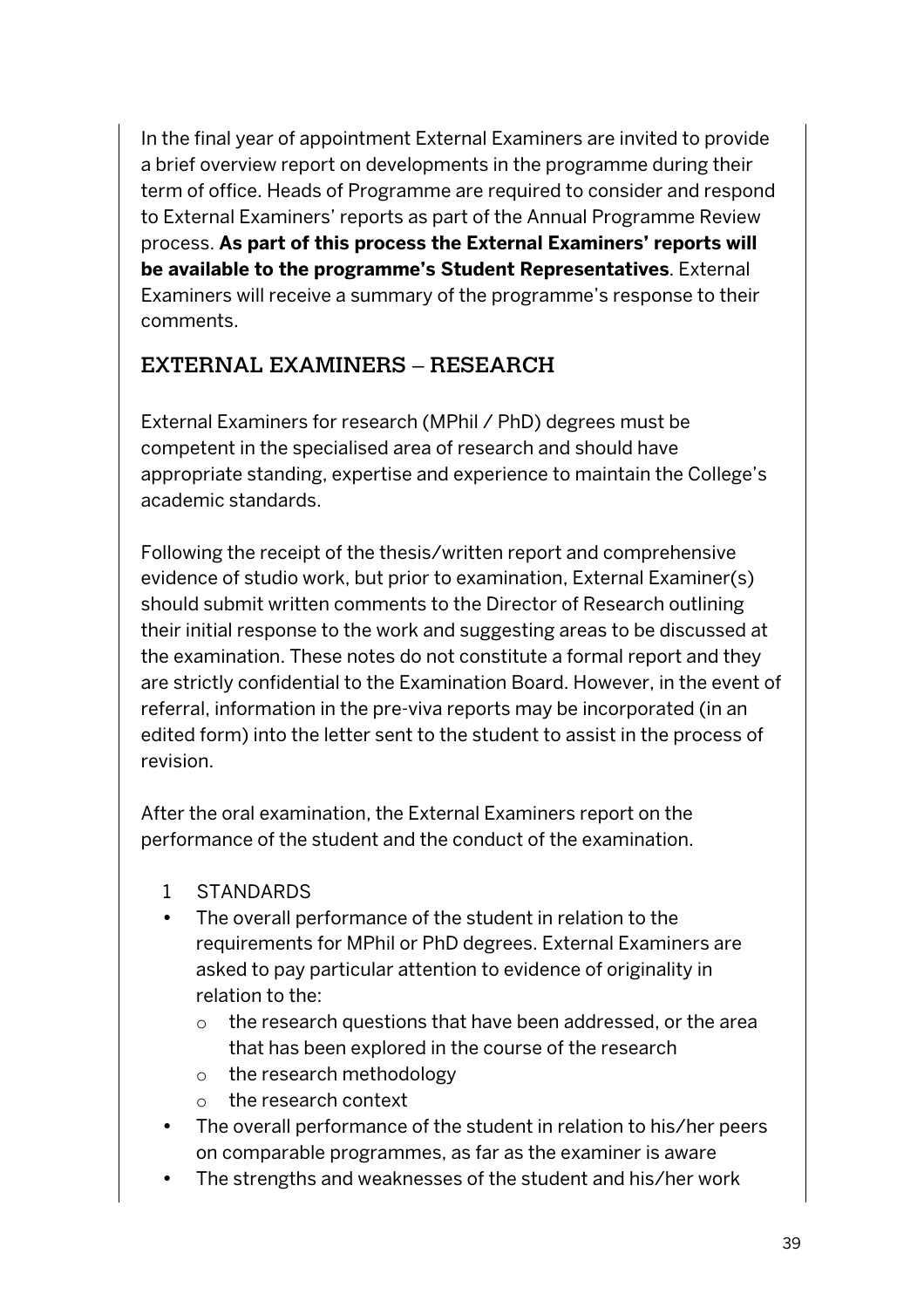In the final year of appointment External Examiners are invited to provide a brief overview report on developments in the programme during their term of office. Heads of Programme are required to consider and respond to External Examiners' reports as part of the Annual Programme Review process. **As part of this process the External Examiners' reports will be available to the programme's Student Representatives**. External Examiners will receive a summary of the programme's response to their comments.

## EXTERNAL EXAMINERS – RESEARCH

External Examiners for research (MPhil / PhD) degrees must be competent in the specialised area of research and should have appropriate standing, expertise and experience to maintain the College's academic standards.

Following the receipt of the thesis/written report and comprehensive evidence of studio work, but prior to examination, External Examiner(s) should submit written comments to the Director of Research outlining their initial response to the work and suggesting areas to be discussed at the examination. These notes do not constitute a formal report and they are strictly confidential to the Examination Board. However, in the event of referral, information in the pre-viva reports may be incorporated (in an edited form) into the letter sent to the student to assist in the process of revision.

After the oral examination, the External Examiners report on the performance of the student and the conduct of the examination.

1. STANDARDS

- The overall performance of the student in relation to the requirements for MPhil or PhD degrees. External Examiners are asked to pay particular attention to evidence of originality in relation to the:
  - the research questions that have been addressed, or the area that has been explored in the course of the research
  - the research methodology
  - the research context
- The overall performance of the student in relation to his/her peers on comparable programmes, as far as the examiner is aware
- The strengths and weaknesses of the student and his/her work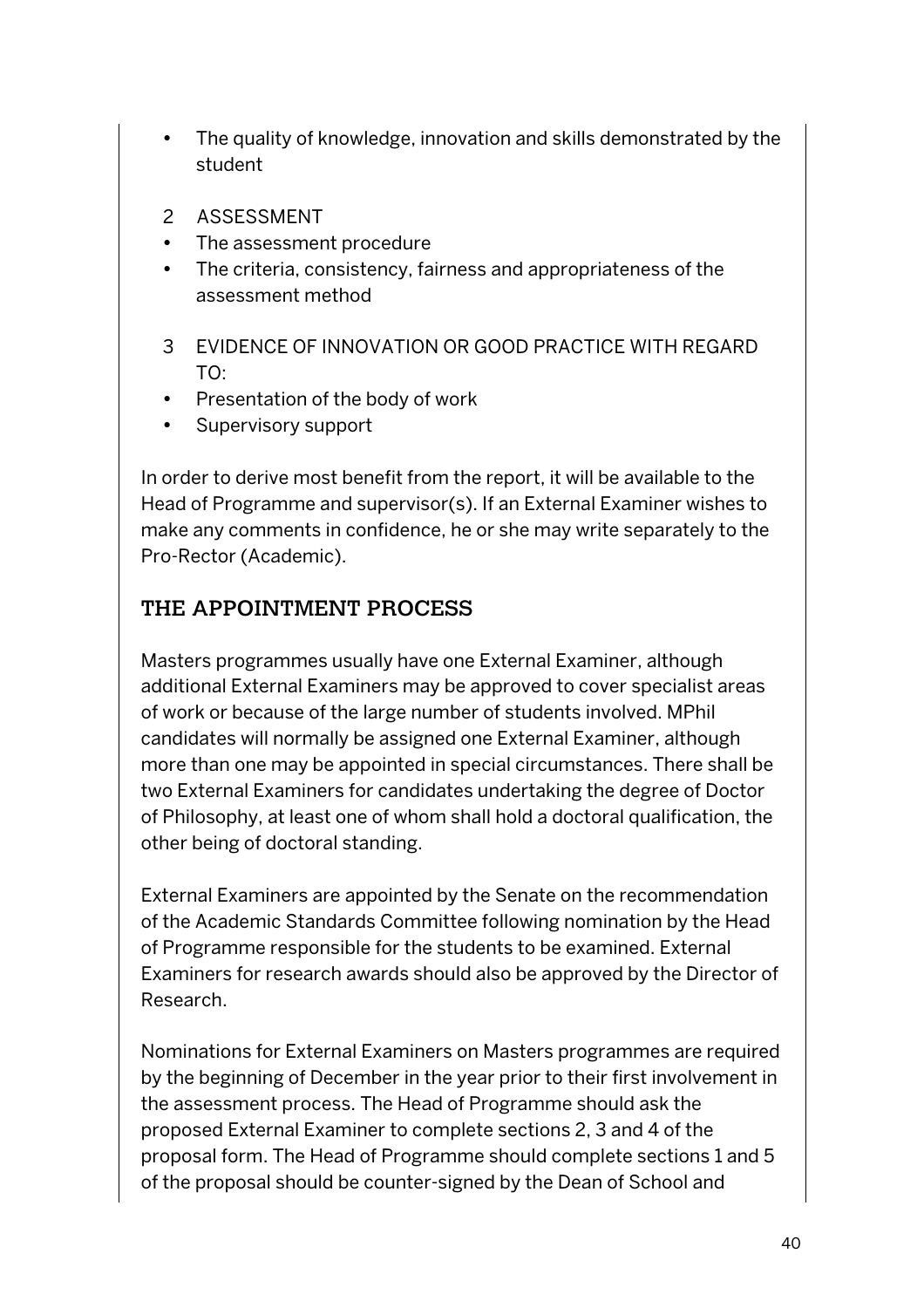- The quality of knowledge, innovation and skills demonstrated by the student

2 ASSESSMENT

- The assessment procedure
- The criteria, consistency, fairness and appropriateness of the assessment method

3 EVIDENCE OF INNOVATION OR GOOD PRACTICE WITH REGARD TO:

- Presentation of the body of work
- Supervisory support

In order to derive most benefit from the report, it will be available to the Head of Programme and supervisor(s). If an External Examiner wishes to make any comments in confidence, he or she may write separately to the Pro-Rector (Academic).

## THE APPOINTMENT PROCESS

Masters programmes usually have one External Examiner, although additional External Examiners may be approved to cover specialist areas of work or because of the large number of students involved. MPhil candidates will normally be assigned one External Examiner, although more than one may be appointed in special circumstances. There shall be two External Examiners for candidates undertaking the degree of Doctor of Philosophy, at least one of whom shall hold a doctoral qualification, the other being of doctoral standing.

External Examiners are appointed by the Senate on the recommendation of the Academic Standards Committee following nomination by the Head of Programme responsible for the students to be examined. External Examiners for research awards should also be approved by the Director of Research.

Nominations for External Examiners on Masters programmes are required by the beginning of December in the year prior to their first involvement in the assessment process. The Head of Programme should ask the proposed External Examiner to complete sections 2, 3 and 4 of the proposal form. The Head of Programme should complete sections 1 and 5 of the proposal should be counter-signed by the Dean of School and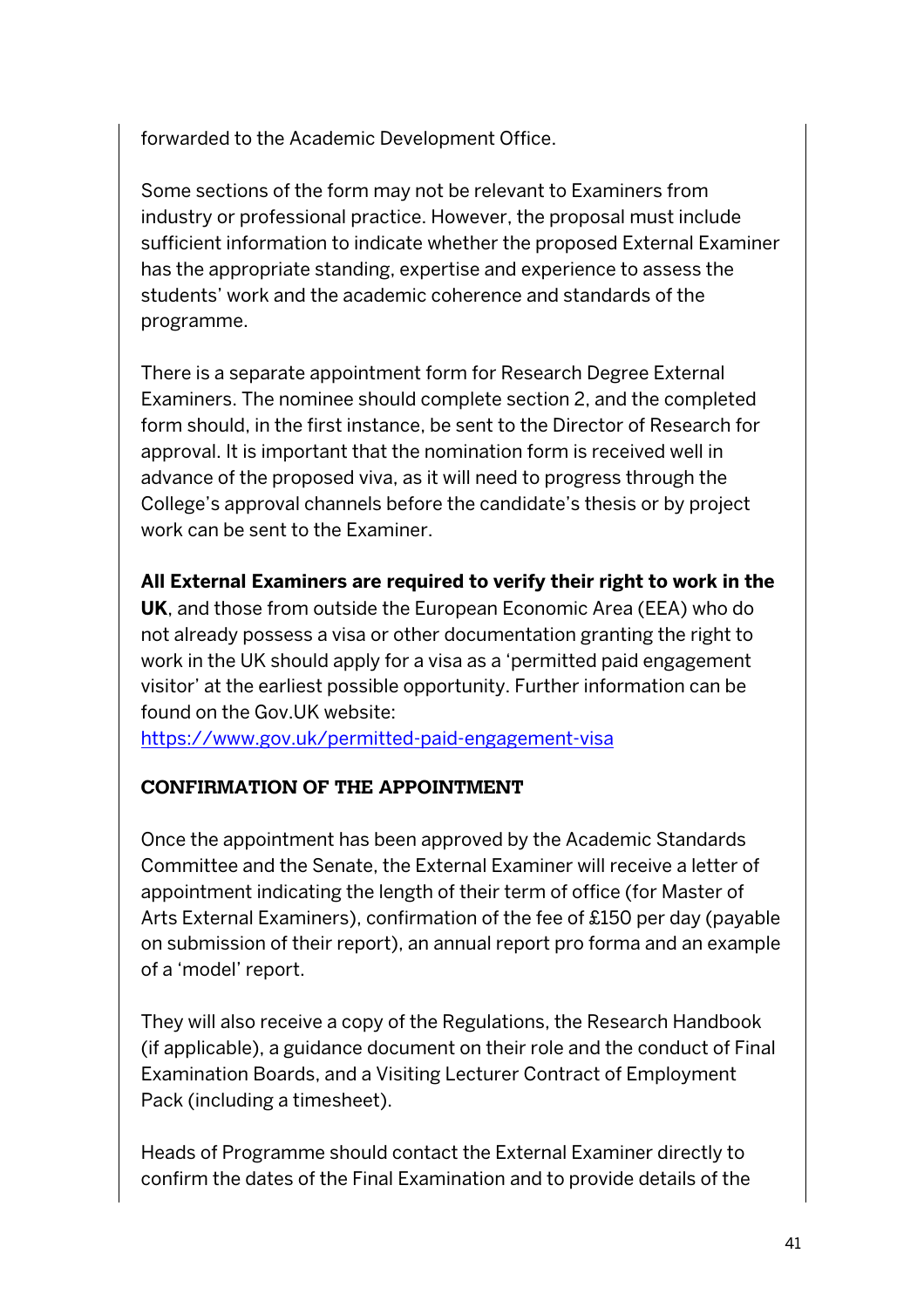forwarded to the Academic Development Office.

Some sections of the form may not be relevant to Examiners from industry or professional practice. However, the proposal must include sufficient information to indicate whether the proposed External Examiner has the appropriate standing, expertise and experience to assess the students' work and the academic coherence and standards of the programme.

There is a separate appointment form for Research Degree External Examiners. The nominee should complete section 2, and the completed form should, in the first instance, be sent to the Director of Research for approval. It is important that the nomination form is received well in advance of the proposed viva, as it will need to progress through the College's approval channels before the candidate's thesis or by project work can be sent to the Examiner.

**All External Examiners are required to verify their right to work in the UK**, and those from outside the European Economic Area (EEA) who do not already possess a visa or other documentation granting the right to work in the UK should apply for a visa as a 'permitted paid engagement visitor' at the earliest possible opportunity. Further information can be found on the Gov.UK website:
https://www.gov.uk/permitted-paid-engagement-visa

**CONFIRMATION OF THE APPOINTMENT**

Once the appointment has been approved by the Academic Standards Committee and the Senate, the External Examiner will receive a letter of appointment indicating the length of their term of office (for Master of Arts External Examiners), confirmation of the fee of £150 per day (payable on submission of their report), an annual report pro forma and an example of a 'model' report.

They will also receive a copy of the Regulations, the Research Handbook (if applicable), a guidance document on their role and the conduct of Final Examination Boards, and a Visiting Lecturer Contract of Employment Pack (including a timesheet).

Heads of Programme should contact the External Examiner directly to confirm the dates of the Final Examination and to provide details of the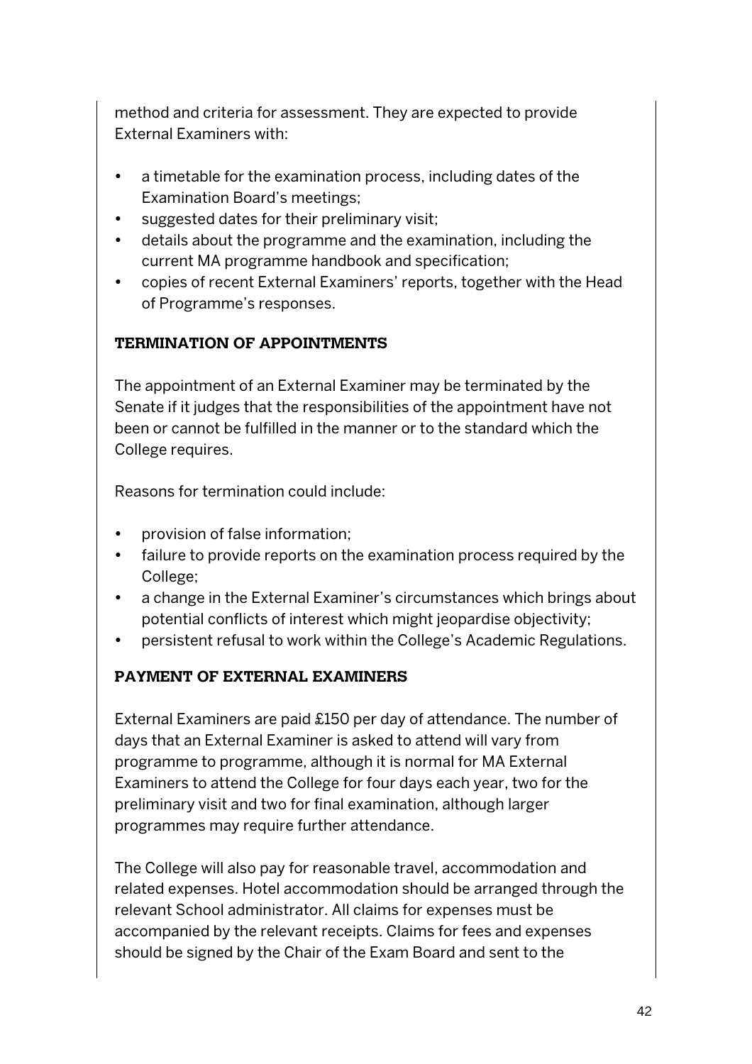method and criteria for assessment. They are expected to provide External Examiners with:

- a timetable for the examination process, including dates of the Examination Board's meetings;
- suggested dates for their preliminary visit;
- details about the programme and the examination, including the current MA programme handbook and specification;
- copies of recent External Examiners' reports, together with the Head of Programme's responses.

### TERMINATION OF APPOINTMENTS

The appointment of an External Examiner may be terminated by the Senate if it judges that the responsibilities of the appointment have not been or cannot be fulfilled in the manner or to the standard which the College requires.

Reasons for termination could include:

- provision of false information;
- failure to provide reports on the examination process required by the College;
- a change in the External Examiner's circumstances which brings about potential conflicts of interest which might jeopardise objectivity;
- persistent refusal to work within the College's Academic Regulations.

### PAYMENT OF EXTERNAL EXAMINERS

External Examiners are paid £150 per day of attendance. The number of days that an External Examiner is asked to attend will vary from programme to programme, although it is normal for MA External Examiners to attend the College for four days each year, two for the preliminary visit and two for final examination, although larger programmes may require further attendance.

The College will also pay for reasonable travel, accommodation and related expenses. Hotel accommodation should be arranged through the relevant School administrator. All claims for expenses must be accompanied by the relevant receipts. Claims for fees and expenses should be signed by the Chair of the Exam Board and sent to the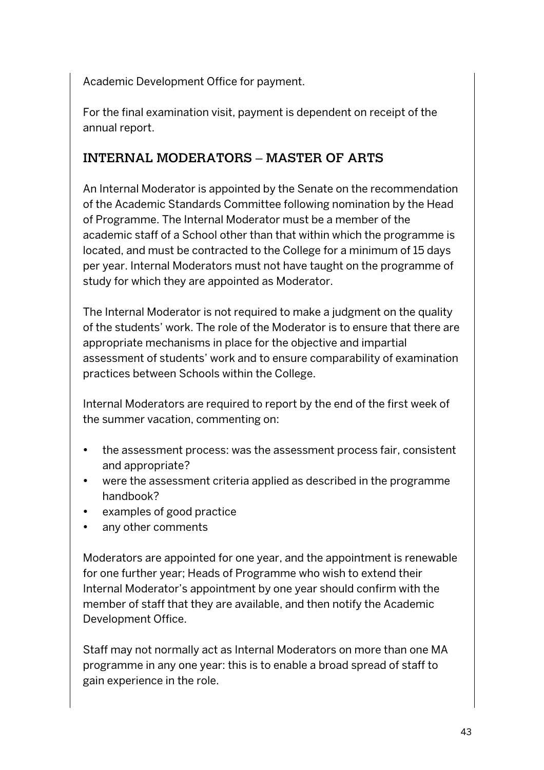Academic Development Office for payment.

For the final examination visit, payment is dependent on receipt of the annual report.

## INTERNAL MODERATORS – MASTER OF ARTS

An Internal Moderator is appointed by the Senate on the recommendation of the Academic Standards Committee following nomination by the Head of Programme. The Internal Moderator must be a member of the academic staff of a School other than that within which the programme is located, and must be contracted to the College for a minimum of 15 days per year. Internal Moderators must not have taught on the programme of study for which they are appointed as Moderator.

The Internal Moderator is not required to make a judgment on the quality of the students' work. The role of the Moderator is to ensure that there are appropriate mechanisms in place for the objective and impartial assessment of students' work and to ensure comparability of examination practices between Schools within the College.

Internal Moderators are required to report by the end of the first week of the summer vacation, commenting on:

- the assessment process: was the assessment process fair, consistent and appropriate?
- were the assessment criteria applied as described in the programme handbook?
- examples of good practice
- any other comments

Moderators are appointed for one year, and the appointment is renewable for one further year; Heads of Programme who wish to extend their Internal Moderator's appointment by one year should confirm with the member of staff that they are available, and then notify the Academic Development Office.

Staff may not normally act as Internal Moderators on more than one MA programme in any one year: this is to enable a broad spread of staff to gain experience in the role.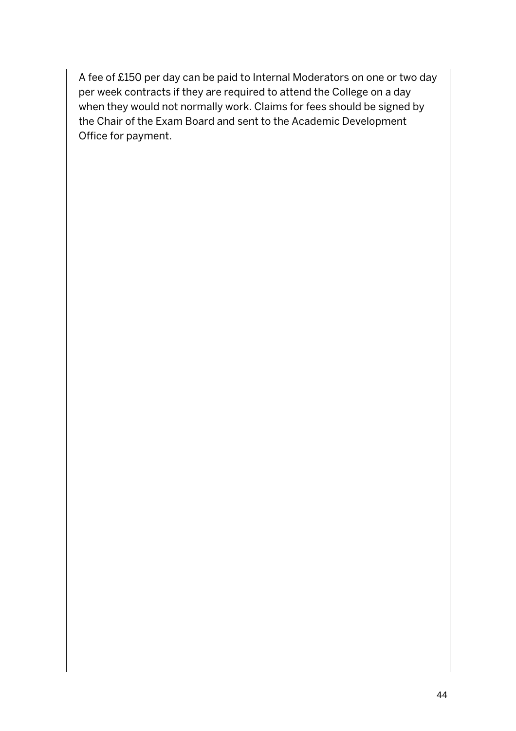A fee of £150 per day can be paid to Internal Moderators on one or two day per week contracts if they are required to attend the College on a day when they would not normally work. Claims for fees should be signed by the Chair of the Exam Board and sent to the Academic Development Office for payment.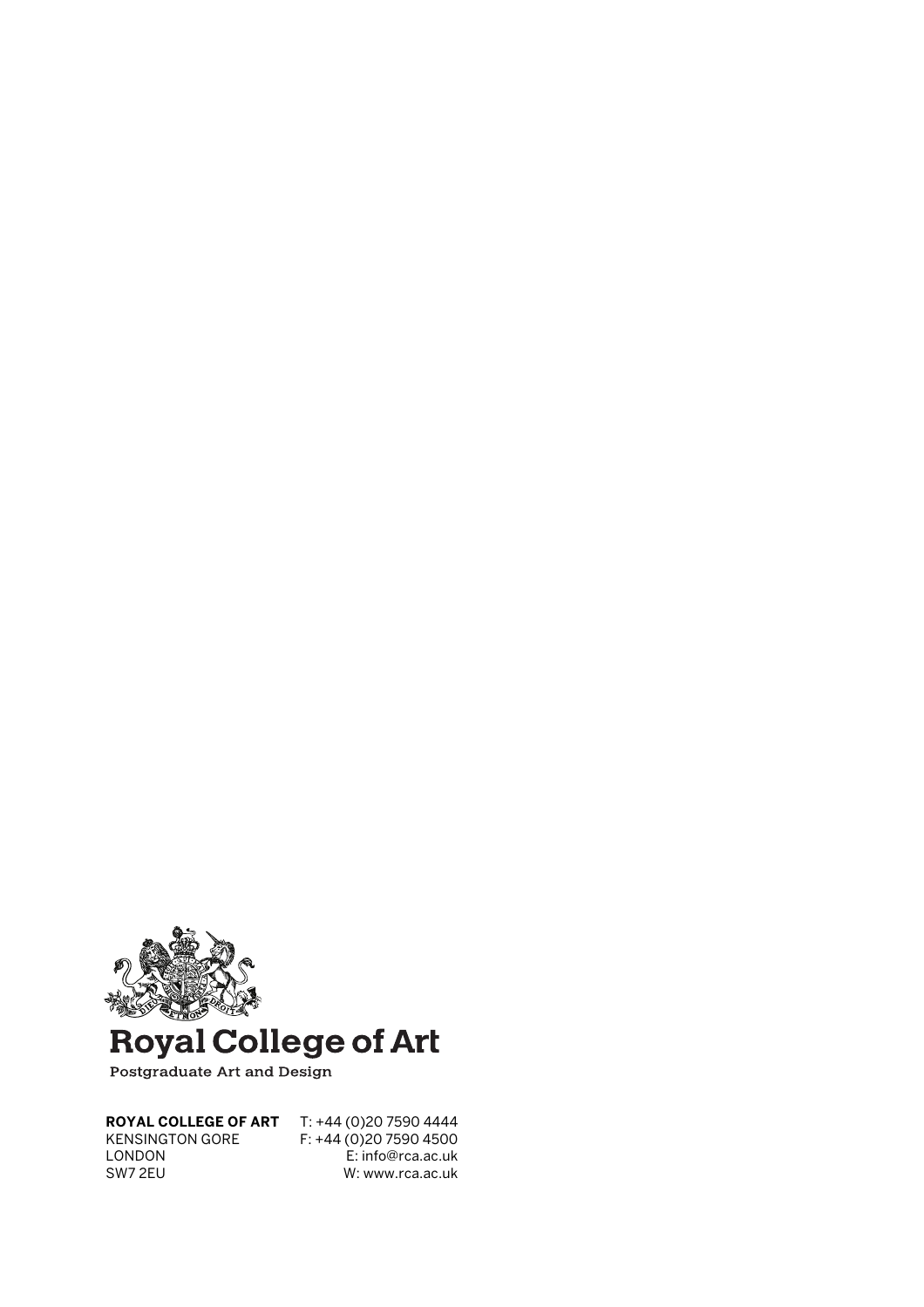Royal College of Art

Postgraduate Art and Design

**ROYAL COLLEGE OF ART**
KENSINGTON GORE
LONDON
SW7 2EU

T: +44 (0)20 7590 4444
F: +44 (0)20 7590 4500
E: info@rca.ac.uk
W: www.rca.ac.uk